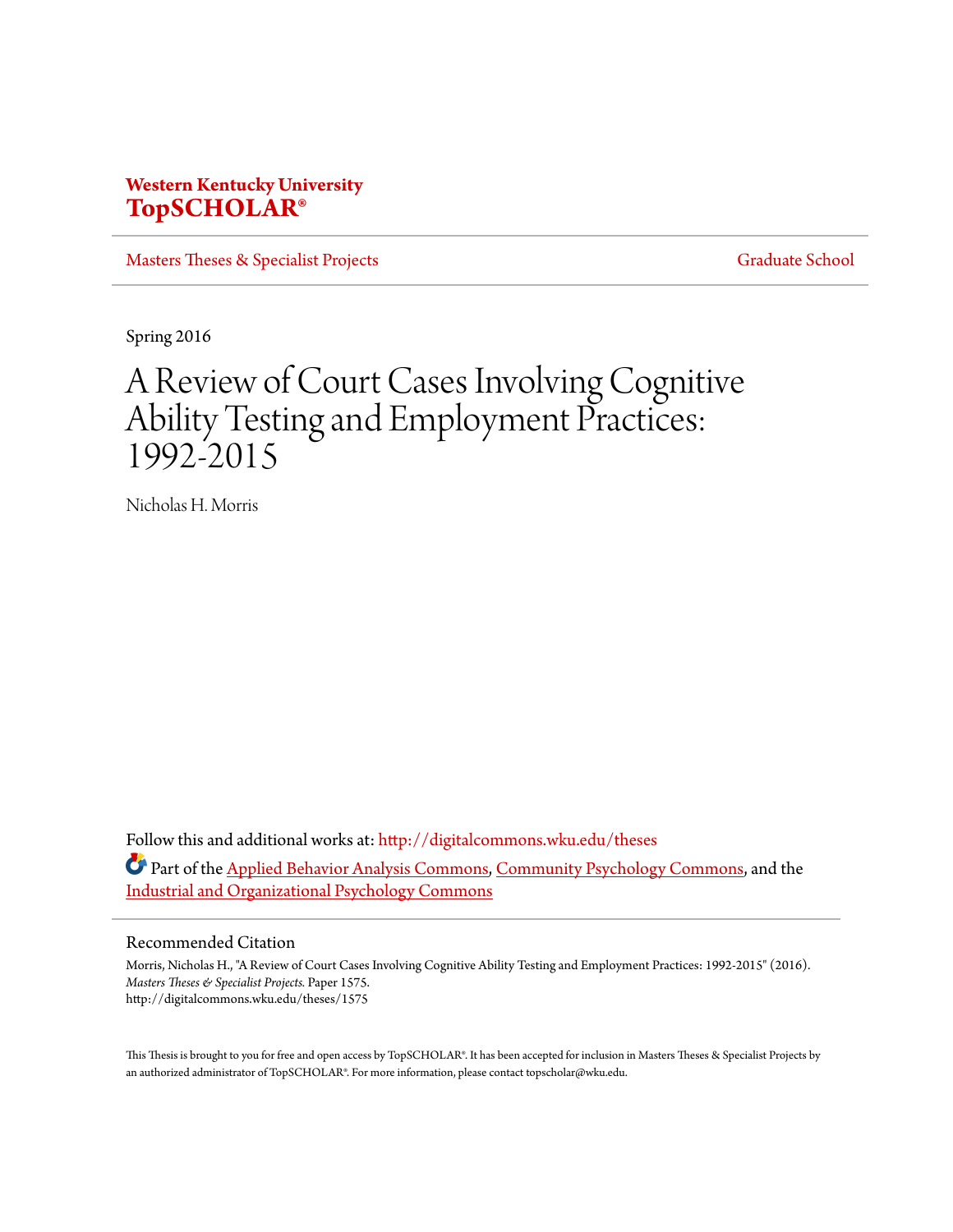**Western Kentucky University**
**TopSCHOLAR®**

Masters Theses & Specialist Projects | Graduate School

Spring 2016

# A Review of Court Cases Involving Cognitive Ability Testing and Employment Practices: 1992-2015

Nicholas H. Morris

Follow this and additional works at: http://digitalcommons.wku.edu/theses

Part of the Applied Behavior Analysis Commons, Community Psychology Commons, and the Industrial and Organizational Psychology Commons

## Recommended Citation

Morris, Nicholas H., "A Review of Court Cases Involving Cognitive Ability Testing and Employment Practices: 1992-2015" (2016). *Masters Theses & Specialist Projects.* Paper 1575.
http://digitalcommons.wku.edu/theses/1575

This Thesis is brought to you for free and open access by TopSCHOLAR®. It has been accepted for inclusion in Masters Theses & Specialist Projects by an authorized administrator of TopSCHOLAR®. For more information, please contact topscholar@wku.edu.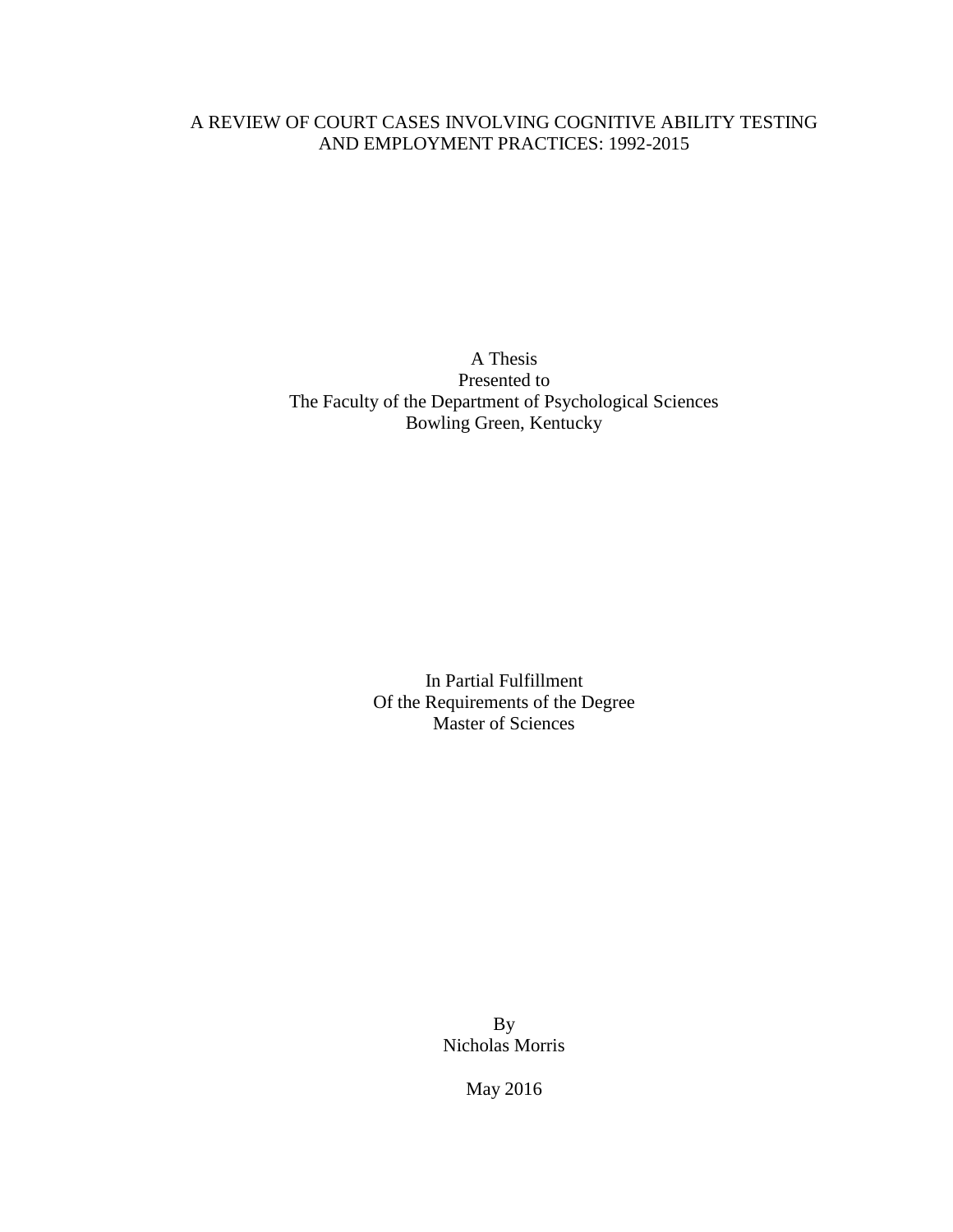# A REVIEW OF COURT CASES INVOLVING COGNITIVE ABILITY TESTING AND EMPLOYMENT PRACTICES: 1992-2015

A Thesis
Presented to
The Faculty of the Department of Psychological Sciences
Bowling Green, Kentucky

In Partial Fulfillment
Of the Requirements of the Degree
Master of Sciences

By
Nicholas Morris

May 2016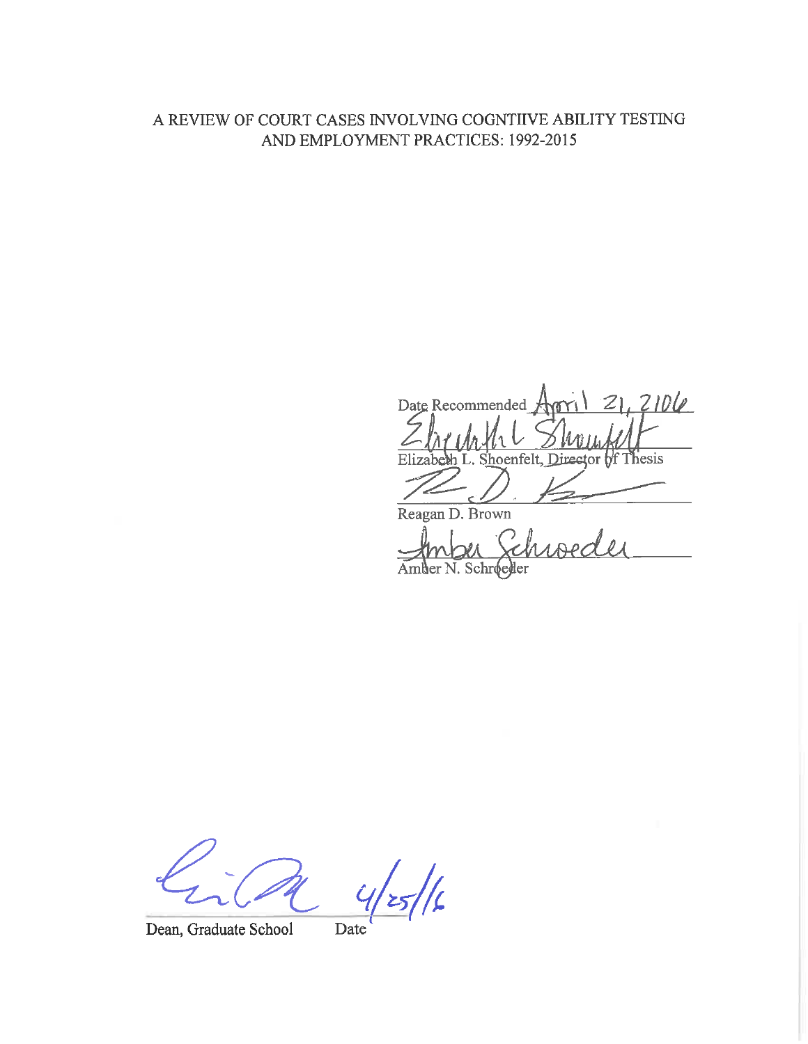A REVIEW OF COURT CASES INVOLVING COGNTIIVE ABILITY TESTING AND EMPLOYMENT PRACTICES: 1992-2015

Date Recommended April 21, 2106

Elizabeth L. Shoenfelt, Director of Thesis

Reagan D. Brown

Amber N. Schroeder

Dean, Graduate School     Date 4/25/16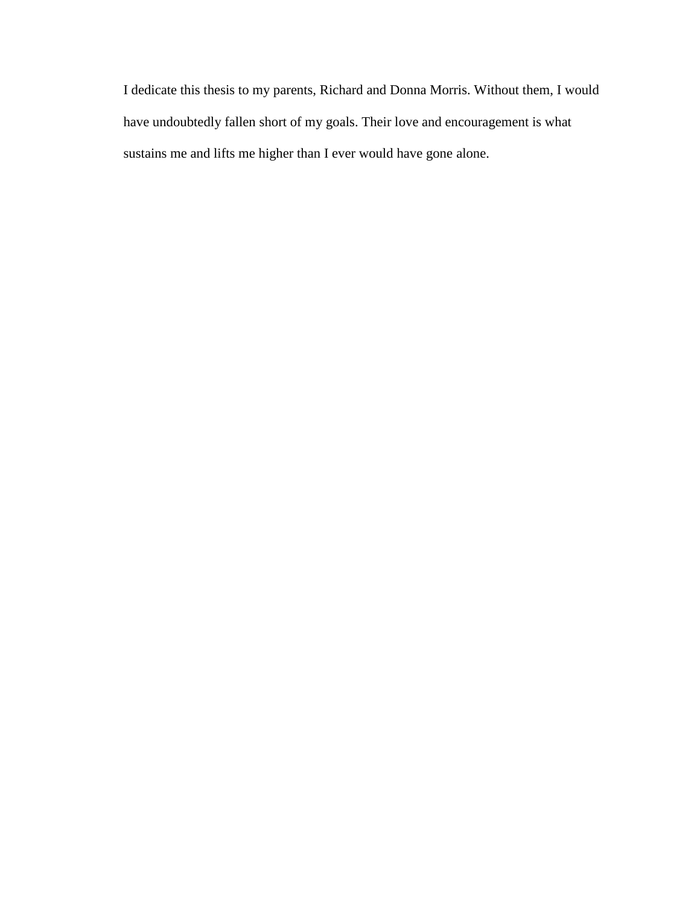I dedicate this thesis to my parents, Richard and Donna Morris. Without them, I would have undoubtedly fallen short of my goals. Their love and encouragement is what sustains me and lifts me higher than I ever would have gone alone.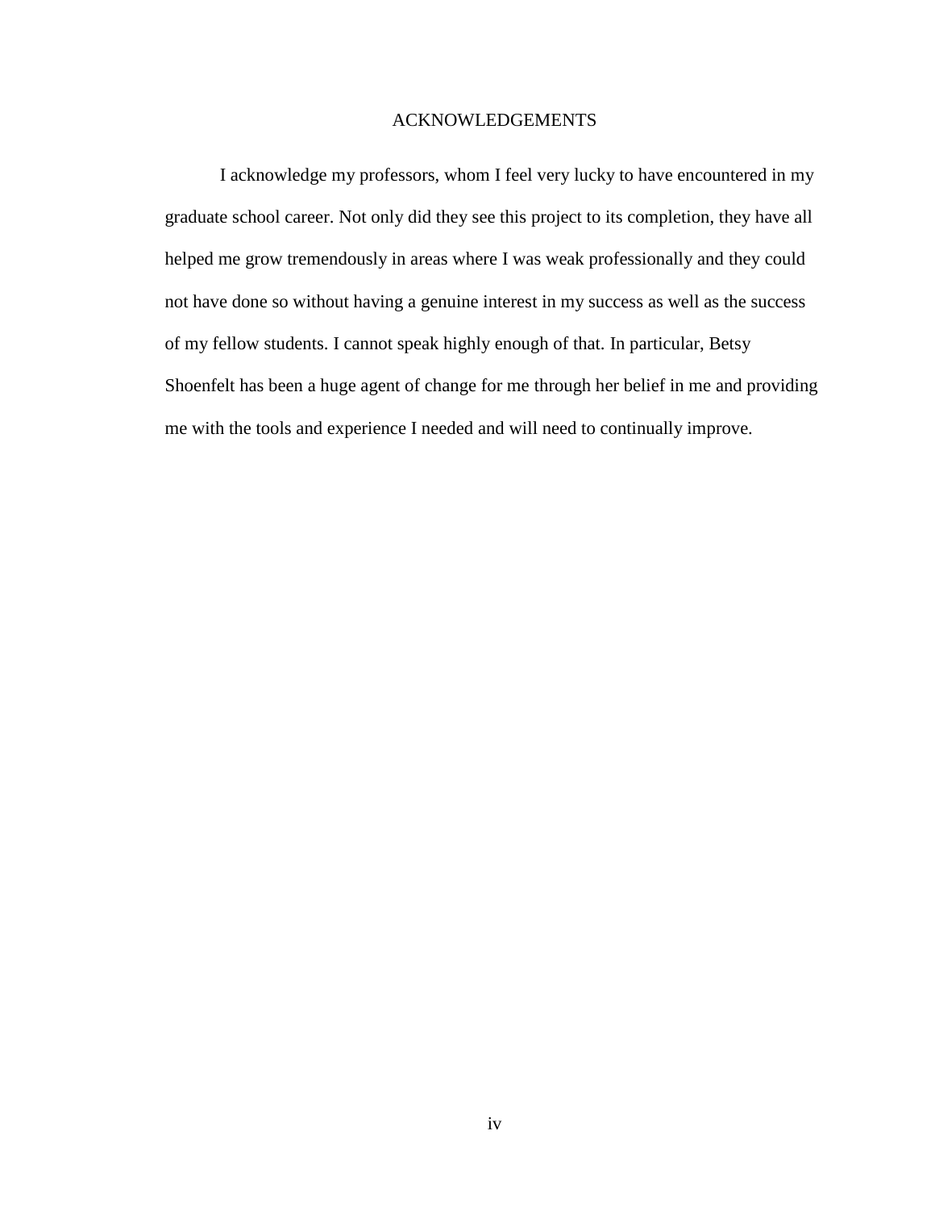# ACKNOWLEDGEMENTS

I acknowledge my professors, whom I feel very lucky to have encountered in my graduate school career. Not only did they see this project to its completion, they have all helped me grow tremendously in areas where I was weak professionally and they could not have done so without having a genuine interest in my success as well as the success of my fellow students. I cannot speak highly enough of that. In particular, Betsy Shoenfelt has been a huge agent of change for me through her belief in me and providing me with the tools and experience I needed and will need to continually improve.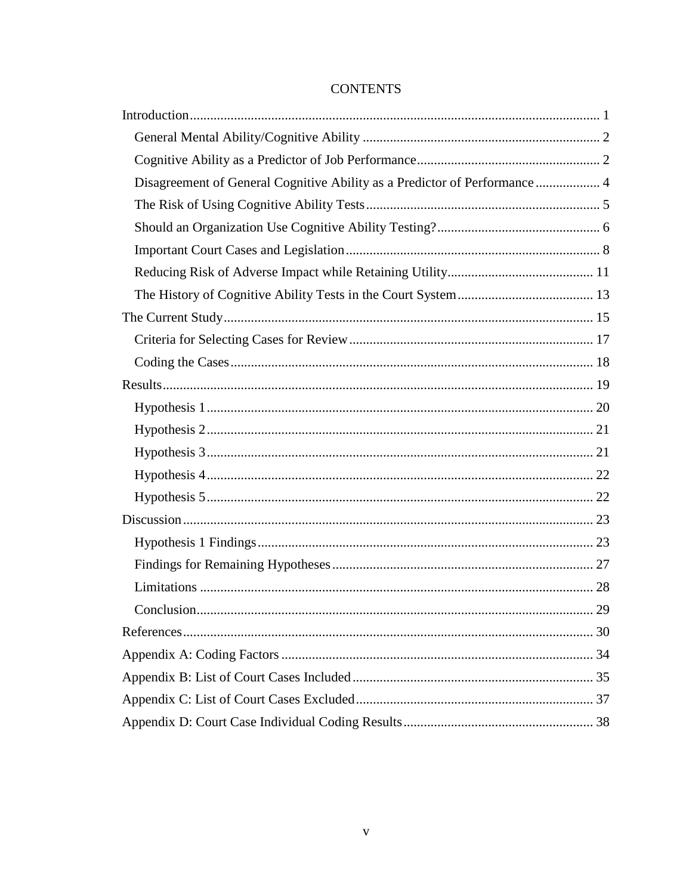# CONTENTS

Introduction ........................................................................................................................ 1

- General Mental Ability/Cognitive Ability ...................................................................... 2
- Cognitive Ability as a Predictor of Job Performance ...................................................... 2
- Disagreement of General Cognitive Ability as a Predictor of Performance ................... 4
- The Risk of Using Cognitive Ability Tests ..................................................................... 5
- Should an Organization Use Cognitive Ability Testing? ................................................ 6
- Important Court Cases and Legislation ........................................................................... 8
- Reducing Risk of Adverse Impact while Retaining Utility ........................................... 11
- The History of Cognitive Ability Tests in the Court System ........................................ 13

The Current Study ............................................................................................................ 15

- Criteria for Selecting Cases for Review ........................................................................ 17
- Coding the Cases ........................................................................................................... 18

Results .............................................................................................................................. 19

- Hypothesis 1 ................................................................................................................. 20
- Hypothesis 2 ................................................................................................................. 21
- Hypothesis 3 ................................................................................................................. 21
- Hypothesis 4 ................................................................................................................. 22
- Hypothesis 5 ................................................................................................................. 22

Discussion ........................................................................................................................ 23

- Hypothesis 1 Findings .................................................................................................. 23
- Findings for Remaining Hypotheses ............................................................................. 27
- Limitations .................................................................................................................... 28
- Conclusion .................................................................................................................... 29

References ........................................................................................................................ 30

Appendix A: Coding Factors ............................................................................................ 34

Appendix B: List of Court Cases Included ...................................................................... 35

Appendix C: List of Court Cases Excluded ..................................................................... 37

Appendix D: Court Case Individual Coding Results ........................................................ 38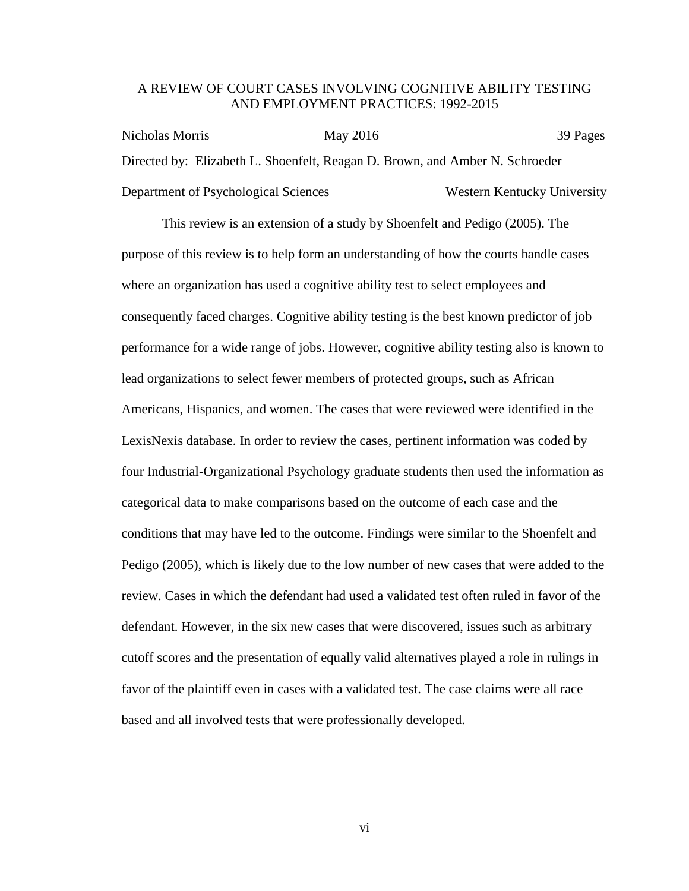A REVIEW OF COURT CASES INVOLVING COGNITIVE ABILITY TESTING AND EMPLOYMENT PRACTICES: 1992-2015

Nicholas Morris May 2016 39 Pages

Directed by: Elizabeth L. Shoenfelt, Reagan D. Brown, and Amber N. Schroeder

Department of Psychological Sciences Western Kentucky University

This review is an extension of a study by Shoenfelt and Pedigo (2005). The purpose of this review is to help form an understanding of how the courts handle cases where an organization has used a cognitive ability test to select employees and consequently faced charges. Cognitive ability testing is the best known predictor of job performance for a wide range of jobs. However, cognitive ability testing also is known to lead organizations to select fewer members of protected groups, such as African Americans, Hispanics, and women. The cases that were reviewed were identified in the LexisNexis database. In order to review the cases, pertinent information was coded by four Industrial-Organizational Psychology graduate students then used the information as categorical data to make comparisons based on the outcome of each case and the conditions that may have led to the outcome. Findings were similar to the Shoenfelt and Pedigo (2005), which is likely due to the low number of new cases that were added to the review. Cases in which the defendant had used a validated test often ruled in favor of the defendant. However, in the six new cases that were discovered, issues such as arbitrary cutoff scores and the presentation of equally valid alternatives played a role in rulings in favor of the plaintiff even in cases with a validated test. The case claims were all race based and all involved tests that were professionally developed.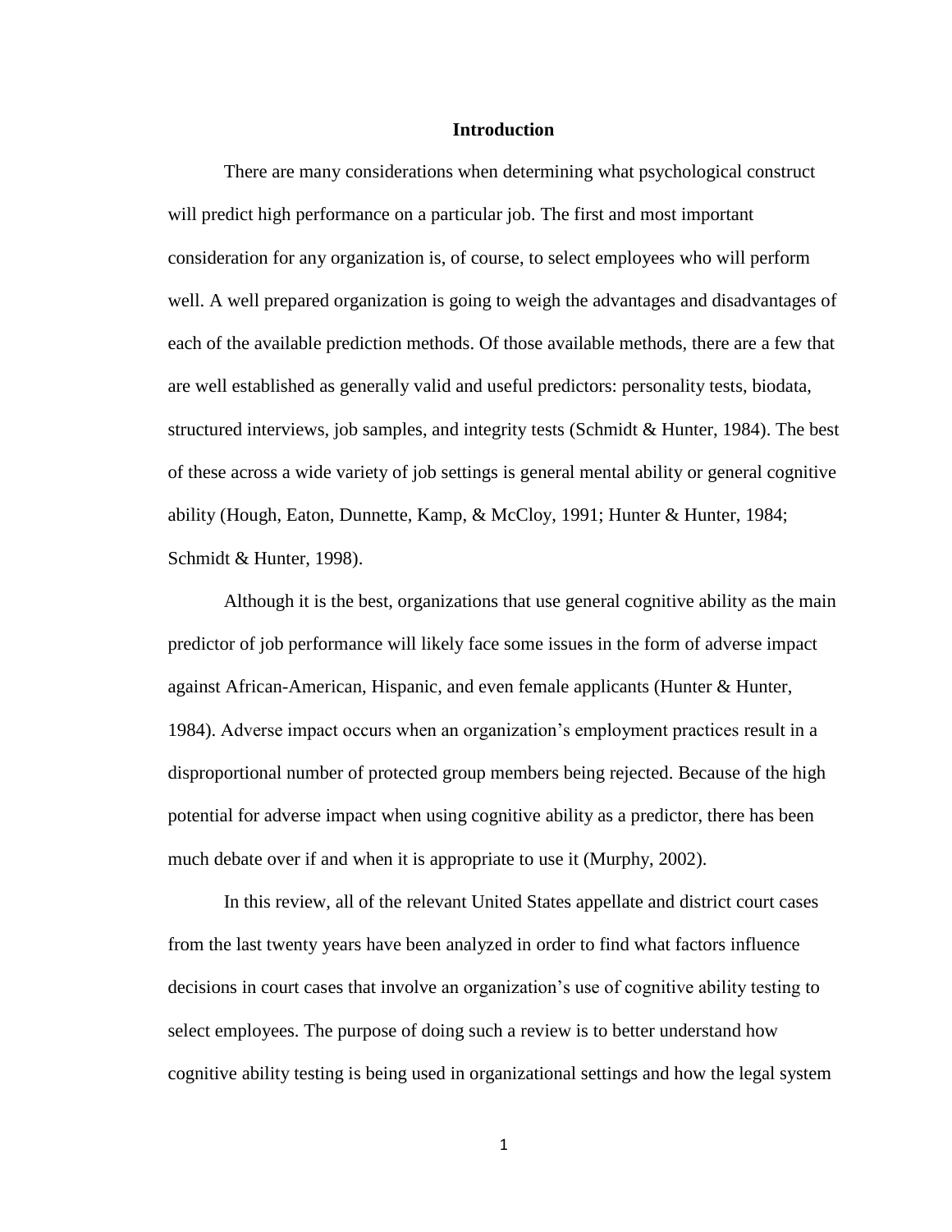# Introduction

There are many considerations when determining what psychological construct will predict high performance on a particular job. The first and most important consideration for any organization is, of course, to select employees who will perform well. A well prepared organization is going to weigh the advantages and disadvantages of each of the available prediction methods. Of those available methods, there are a few that are well established as generally valid and useful predictors: personality tests, biodata, structured interviews, job samples, and integrity tests (Schmidt & Hunter, 1984). The best of these across a wide variety of job settings is general mental ability or general cognitive ability (Hough, Eaton, Dunnette, Kamp, & McCloy, 1991; Hunter & Hunter, 1984; Schmidt & Hunter, 1998).

Although it is the best, organizations that use general cognitive ability as the main predictor of job performance will likely face some issues in the form of adverse impact against African-American, Hispanic, and even female applicants (Hunter & Hunter, 1984). Adverse impact occurs when an organization's employment practices result in a disproportional number of protected group members being rejected. Because of the high potential for adverse impact when using cognitive ability as a predictor, there has been much debate over if and when it is appropriate to use it (Murphy, 2002).

In this review, all of the relevant United States appellate and district court cases from the last twenty years have been analyzed in order to find what factors influence decisions in court cases that involve an organization's use of cognitive ability testing to select employees. The purpose of doing such a review is to better understand how cognitive ability testing is being used in organizational settings and how the legal system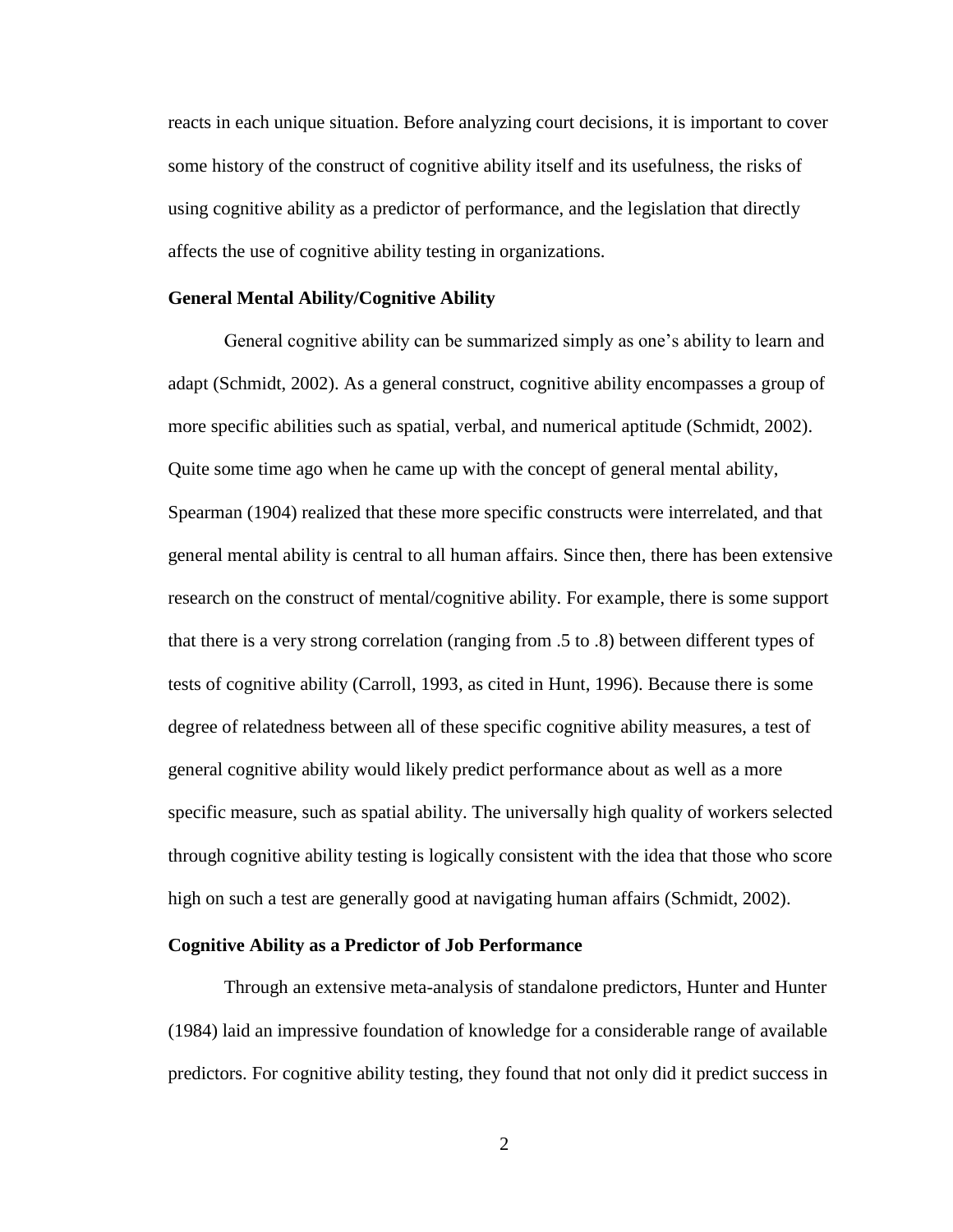reacts in each unique situation. Before analyzing court decisions, it is important to cover some history of the construct of cognitive ability itself and its usefulness, the risks of using cognitive ability as a predictor of performance, and the legislation that directly affects the use of cognitive ability testing in organizations.

### General Mental Ability/Cognitive Ability

General cognitive ability can be summarized simply as one's ability to learn and adapt (Schmidt, 2002). As a general construct, cognitive ability encompasses a group of more specific abilities such as spatial, verbal, and numerical aptitude (Schmidt, 2002). Quite some time ago when he came up with the concept of general mental ability, Spearman (1904) realized that these more specific constructs were interrelated, and that general mental ability is central to all human affairs. Since then, there has been extensive research on the construct of mental/cognitive ability. For example, there is some support that there is a very strong correlation (ranging from .5 to .8) between different types of tests of cognitive ability (Carroll, 1993, as cited in Hunt, 1996). Because there is some degree of relatedness between all of these specific cognitive ability measures, a test of general cognitive ability would likely predict performance about as well as a more specific measure, such as spatial ability. The universally high quality of workers selected through cognitive ability testing is logically consistent with the idea that those who score high on such a test are generally good at navigating human affairs (Schmidt, 2002).

### Cognitive Ability as a Predictor of Job Performance

Through an extensive meta-analysis of standalone predictors, Hunter and Hunter (1984) laid an impressive foundation of knowledge for a considerable range of available predictors. For cognitive ability testing, they found that not only did it predict success in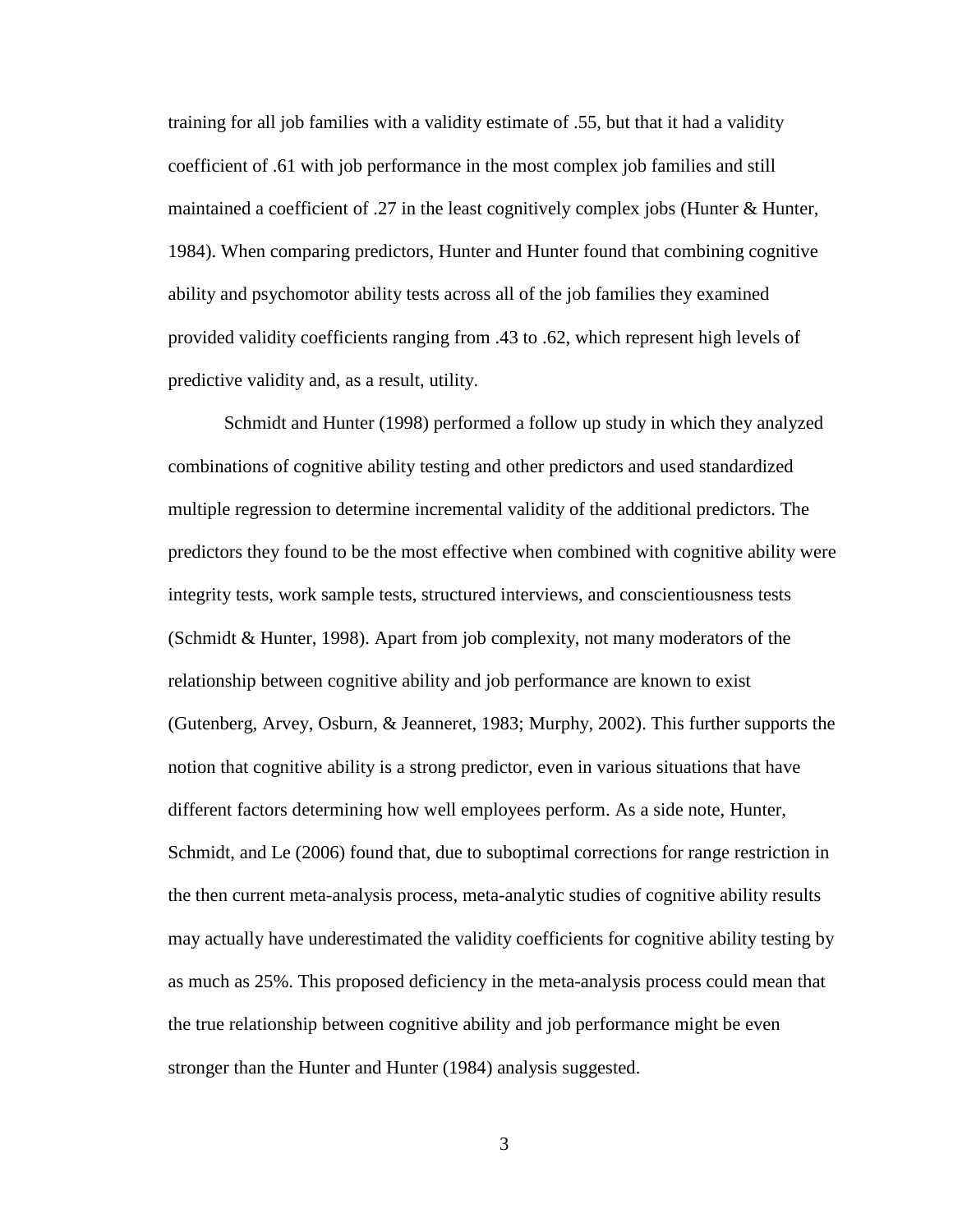training for all job families with a validity estimate of .55, but that it had a validity coefficient of .61 with job performance in the most complex job families and still maintained a coefficient of .27 in the least cognitively complex jobs (Hunter & Hunter, 1984). When comparing predictors, Hunter and Hunter found that combining cognitive ability and psychomotor ability tests across all of the job families they examined provided validity coefficients ranging from .43 to .62, which represent high levels of predictive validity and, as a result, utility.

Schmidt and Hunter (1998) performed a follow up study in which they analyzed combinations of cognitive ability testing and other predictors and used standardized multiple regression to determine incremental validity of the additional predictors. The predictors they found to be the most effective when combined with cognitive ability were integrity tests, work sample tests, structured interviews, and conscientiousness tests (Schmidt & Hunter, 1998). Apart from job complexity, not many moderators of the relationship between cognitive ability and job performance are known to exist (Gutenberg, Arvey, Osburn, & Jeanneret, 1983; Murphy, 2002). This further supports the notion that cognitive ability is a strong predictor, even in various situations that have different factors determining how well employees perform. As a side note, Hunter, Schmidt, and Le (2006) found that, due to suboptimal corrections for range restriction in the then current meta-analysis process, meta-analytic studies of cognitive ability results may actually have underestimated the validity coefficients for cognitive ability testing by as much as 25%. This proposed deficiency in the meta-analysis process could mean that the true relationship between cognitive ability and job performance might be even stronger than the Hunter and Hunter (1984) analysis suggested.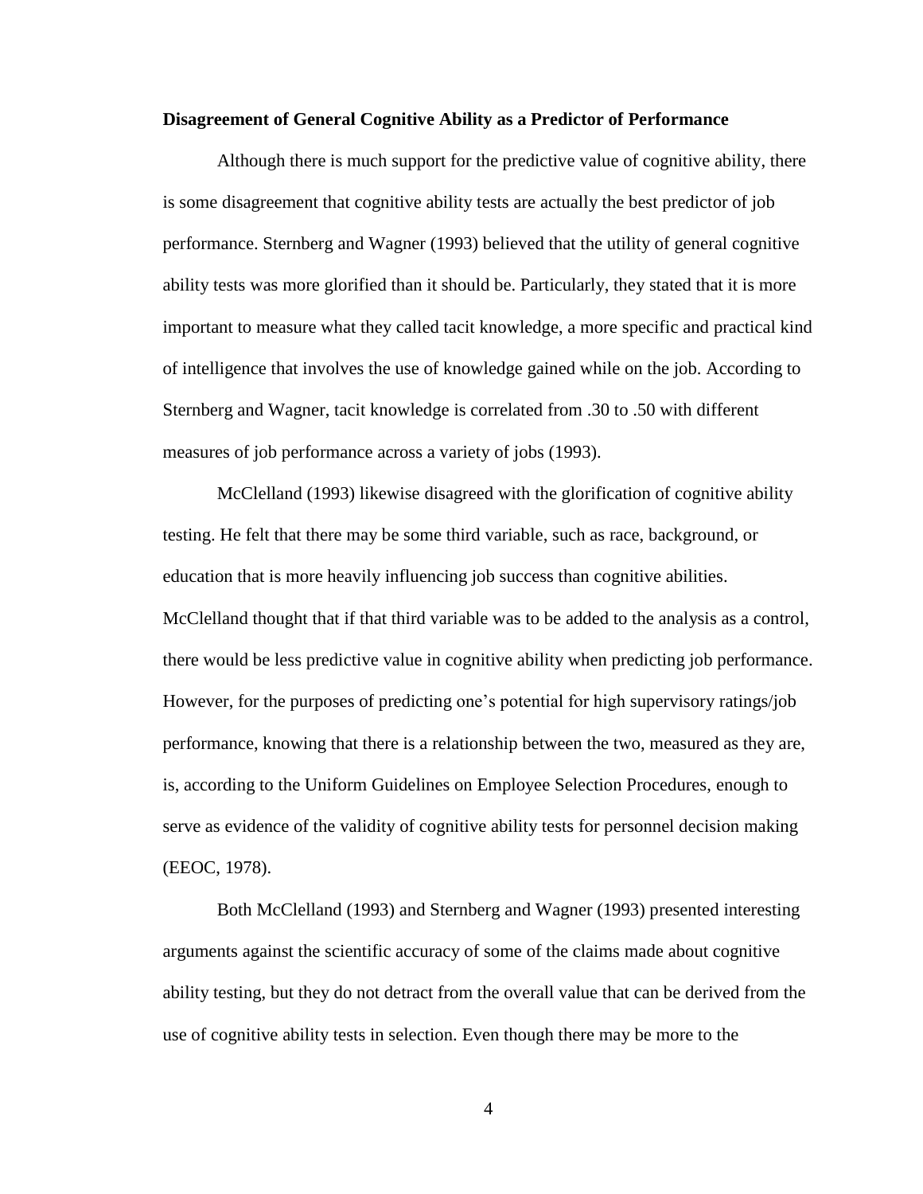**Disagreement of General Cognitive Ability as a Predictor of Performance**

Although there is much support for the predictive value of cognitive ability, there is some disagreement that cognitive ability tests are actually the best predictor of job performance. Sternberg and Wagner (1993) believed that the utility of general cognitive ability tests was more glorified than it should be. Particularly, they stated that it is more important to measure what they called tacit knowledge, a more specific and practical kind of intelligence that involves the use of knowledge gained while on the job. According to Sternberg and Wagner, tacit knowledge is correlated from .30 to .50 with different measures of job performance across a variety of jobs (1993).

McClelland (1993) likewise disagreed with the glorification of cognitive ability testing. He felt that there may be some third variable, such as race, background, or education that is more heavily influencing job success than cognitive abilities. McClelland thought that if that third variable was to be added to the analysis as a control, there would be less predictive value in cognitive ability when predicting job performance. However, for the purposes of predicting one's potential for high supervisory ratings/job performance, knowing that there is a relationship between the two, measured as they are, is, according to the Uniform Guidelines on Employee Selection Procedures, enough to serve as evidence of the validity of cognitive ability tests for personnel decision making (EEOC, 1978).

Both McClelland (1993) and Sternberg and Wagner (1993) presented interesting arguments against the scientific accuracy of some of the claims made about cognitive ability testing, but they do not detract from the overall value that can be derived from the use of cognitive ability tests in selection. Even though there may be more to the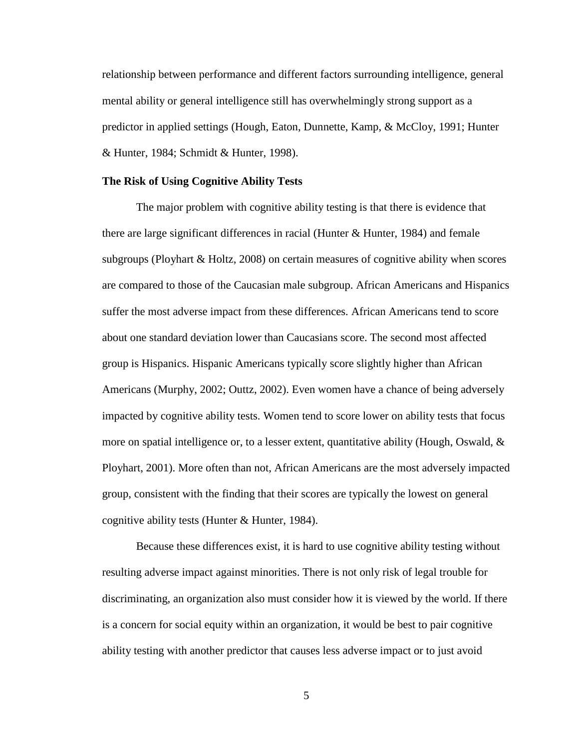relationship between performance and different factors surrounding intelligence, general mental ability or general intelligence still has overwhelmingly strong support as a predictor in applied settings (Hough, Eaton, Dunnette, Kamp, & McCloy, 1991; Hunter & Hunter, 1984; Schmidt & Hunter, 1998).

**The Risk of Using Cognitive Ability Tests**

The major problem with cognitive ability testing is that there is evidence that there are large significant differences in racial (Hunter & Hunter, 1984) and female subgroups (Ployhart & Holtz, 2008) on certain measures of cognitive ability when scores are compared to those of the Caucasian male subgroup. African Americans and Hispanics suffer the most adverse impact from these differences. African Americans tend to score about one standard deviation lower than Caucasians score. The second most affected group is Hispanics. Hispanic Americans typically score slightly higher than African Americans (Murphy, 2002; Outtz, 2002). Even women have a chance of being adversely impacted by cognitive ability tests. Women tend to score lower on ability tests that focus more on spatial intelligence or, to a lesser extent, quantitative ability (Hough, Oswald, & Ployhart, 2001). More often than not, African Americans are the most adversely impacted group, consistent with the finding that their scores are typically the lowest on general cognitive ability tests (Hunter & Hunter, 1984).

Because these differences exist, it is hard to use cognitive ability testing without resulting adverse impact against minorities. There is not only risk of legal trouble for discriminating, an organization also must consider how it is viewed by the world. If there is a concern for social equity within an organization, it would be best to pair cognitive ability testing with another predictor that causes less adverse impact or to just avoid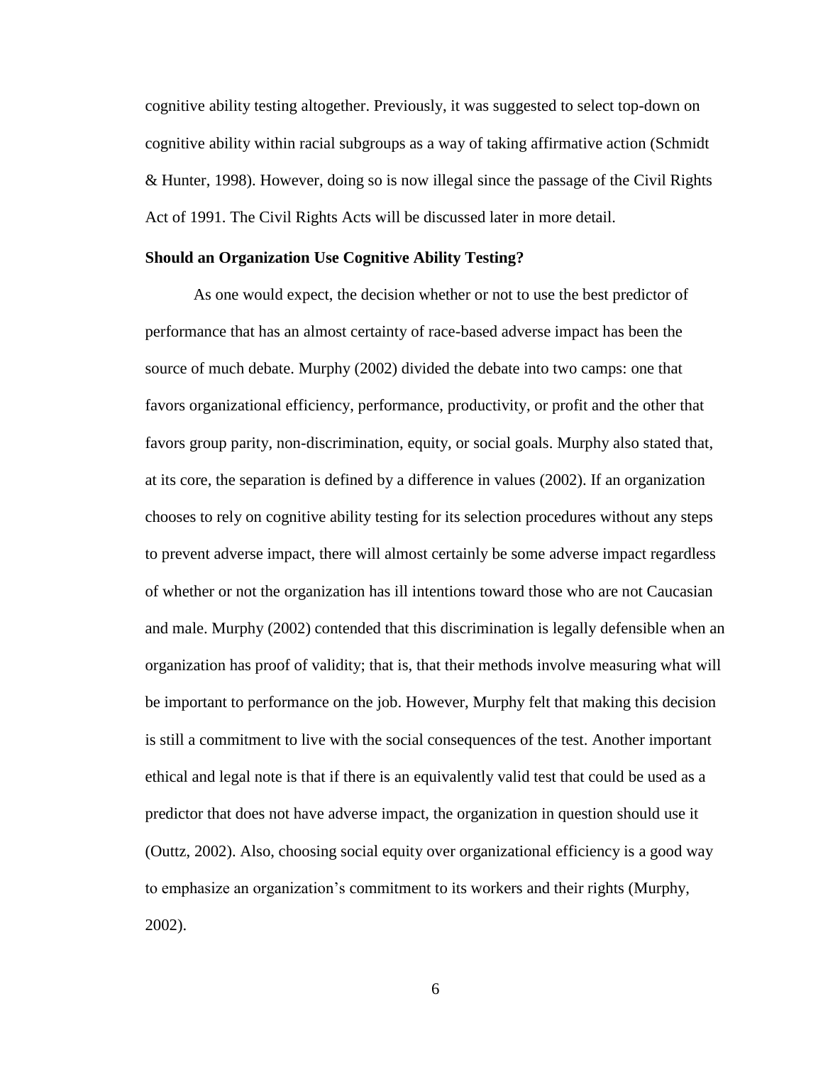cognitive ability testing altogether. Previously, it was suggested to select top-down on cognitive ability within racial subgroups as a way of taking affirmative action (Schmidt & Hunter, 1998). However, doing so is now illegal since the passage of the Civil Rights Act of 1991. The Civil Rights Acts will be discussed later in more detail.

**Should an Organization Use Cognitive Ability Testing?**

As one would expect, the decision whether or not to use the best predictor of performance that has an almost certainty of race-based adverse impact has been the source of much debate. Murphy (2002) divided the debate into two camps: one that favors organizational efficiency, performance, productivity, or profit and the other that favors group parity, non-discrimination, equity, or social goals. Murphy also stated that, at its core, the separation is defined by a difference in values (2002). If an organization chooses to rely on cognitive ability testing for its selection procedures without any steps to prevent adverse impact, there will almost certainly be some adverse impact regardless of whether or not the organization has ill intentions toward those who are not Caucasian and male. Murphy (2002) contended that this discrimination is legally defensible when an organization has proof of validity; that is, that their methods involve measuring what will be important to performance on the job. However, Murphy felt that making this decision is still a commitment to live with the social consequences of the test. Another important ethical and legal note is that if there is an equivalently valid test that could be used as a predictor that does not have adverse impact, the organization in question should use it (Outtz, 2002). Also, choosing social equity over organizational efficiency is a good way to emphasize an organization's commitment to its workers and their rights (Murphy, 2002).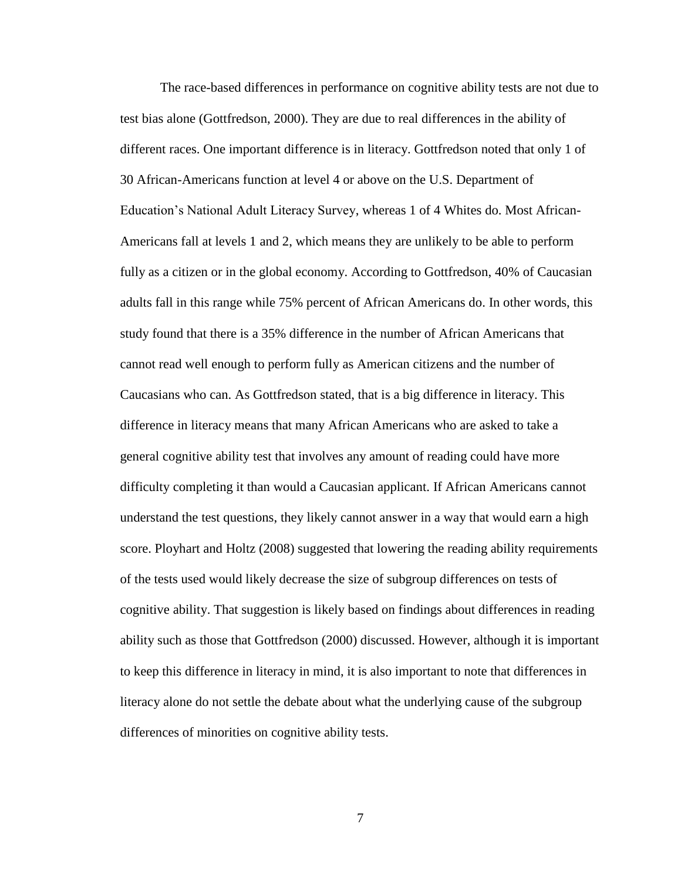The race-based differences in performance on cognitive ability tests are not due to test bias alone (Gottfredson, 2000). They are due to real differences in the ability of different races. One important difference is in literacy. Gottfredson noted that only 1 of 30 African-Americans function at level 4 or above on the U.S. Department of Education's National Adult Literacy Survey, whereas 1 of 4 Whites do. Most African-Americans fall at levels 1 and 2, which means they are unlikely to be able to perform fully as a citizen or in the global economy. According to Gottfredson, 40% of Caucasian adults fall in this range while 75% percent of African Americans do. In other words, this study found that there is a 35% difference in the number of African Americans that cannot read well enough to perform fully as American citizens and the number of Caucasians who can. As Gottfredson stated, that is a big difference in literacy. This difference in literacy means that many African Americans who are asked to take a general cognitive ability test that involves any amount of reading could have more difficulty completing it than would a Caucasian applicant. If African Americans cannot understand the test questions, they likely cannot answer in a way that would earn a high score. Ployhart and Holtz (2008) suggested that lowering the reading ability requirements of the tests used would likely decrease the size of subgroup differences on tests of cognitive ability. That suggestion is likely based on findings about differences in reading ability such as those that Gottfredson (2000) discussed. However, although it is important to keep this difference in literacy in mind, it is also important to note that differences in literacy alone do not settle the debate about what the underlying cause of the subgroup differences of minorities on cognitive ability tests.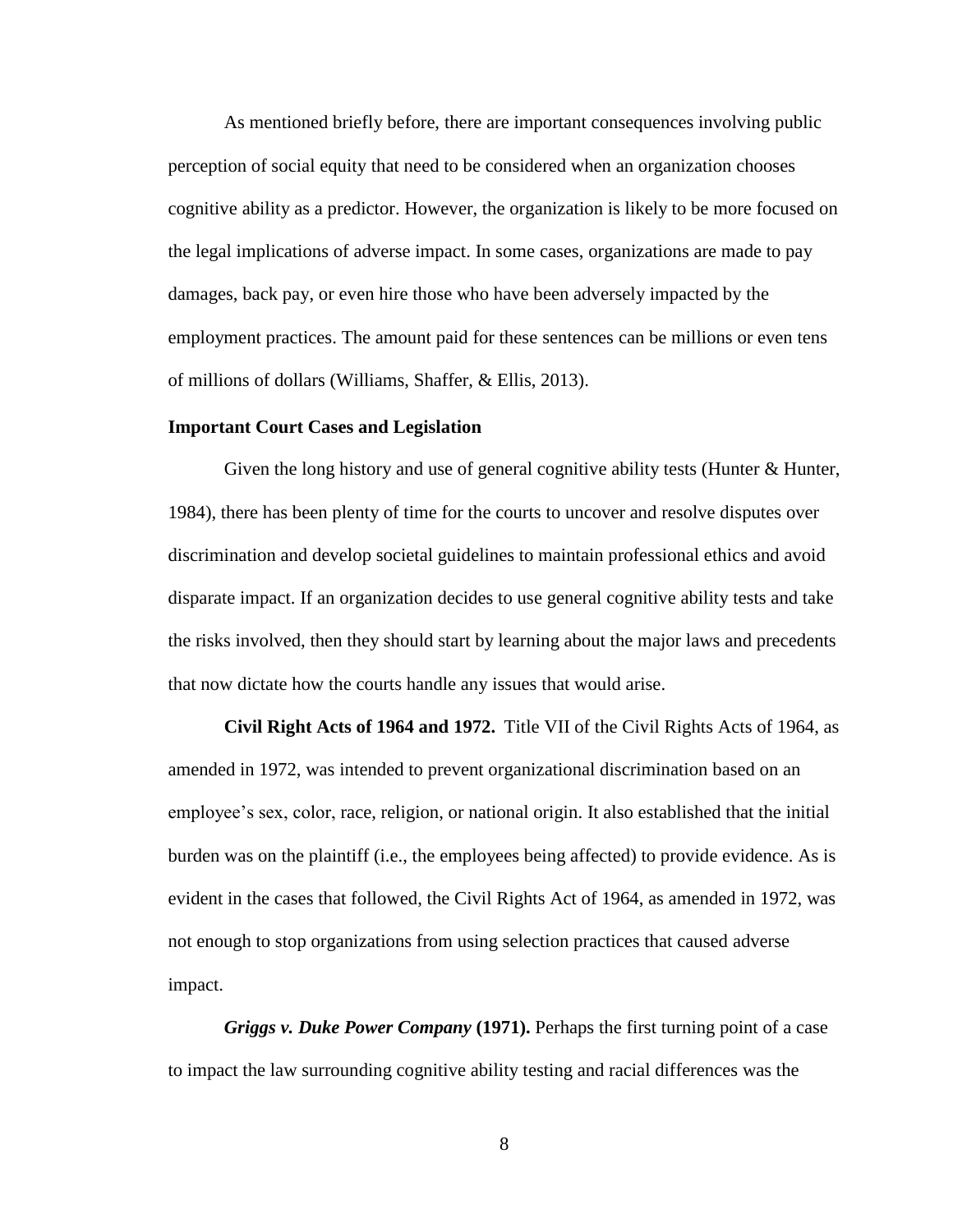As mentioned briefly before, there are important consequences involving public perception of social equity that need to be considered when an organization chooses cognitive ability as a predictor. However, the organization is likely to be more focused on the legal implications of adverse impact. In some cases, organizations are made to pay damages, back pay, or even hire those who have been adversely impacted by the employment practices. The amount paid for these sentences can be millions or even tens of millions of dollars (Williams, Shaffer, & Ellis, 2013).

### Important Court Cases and Legislation

Given the long history and use of general cognitive ability tests (Hunter & Hunter, 1984), there has been plenty of time for the courts to uncover and resolve disputes over discrimination and develop societal guidelines to maintain professional ethics and avoid disparate impact. If an organization decides to use general cognitive ability tests and take the risks involved, then they should start by learning about the major laws and precedents that now dictate how the courts handle any issues that would arise.

**Civil Right Acts of 1964 and 1972.** Title VII of the Civil Rights Acts of 1964, as amended in 1972, was intended to prevent organizational discrimination based on an employee's sex, color, race, religion, or national origin. It also established that the initial burden was on the plaintiff (i.e., the employees being affected) to provide evidence. As is evident in the cases that followed, the Civil Rights Act of 1964, as amended in 1972, was not enough to stop organizations from using selection practices that caused adverse impact.

***Griggs v. Duke Power Company* (1971).** Perhaps the first turning point of a case to impact the law surrounding cognitive ability testing and racial differences was the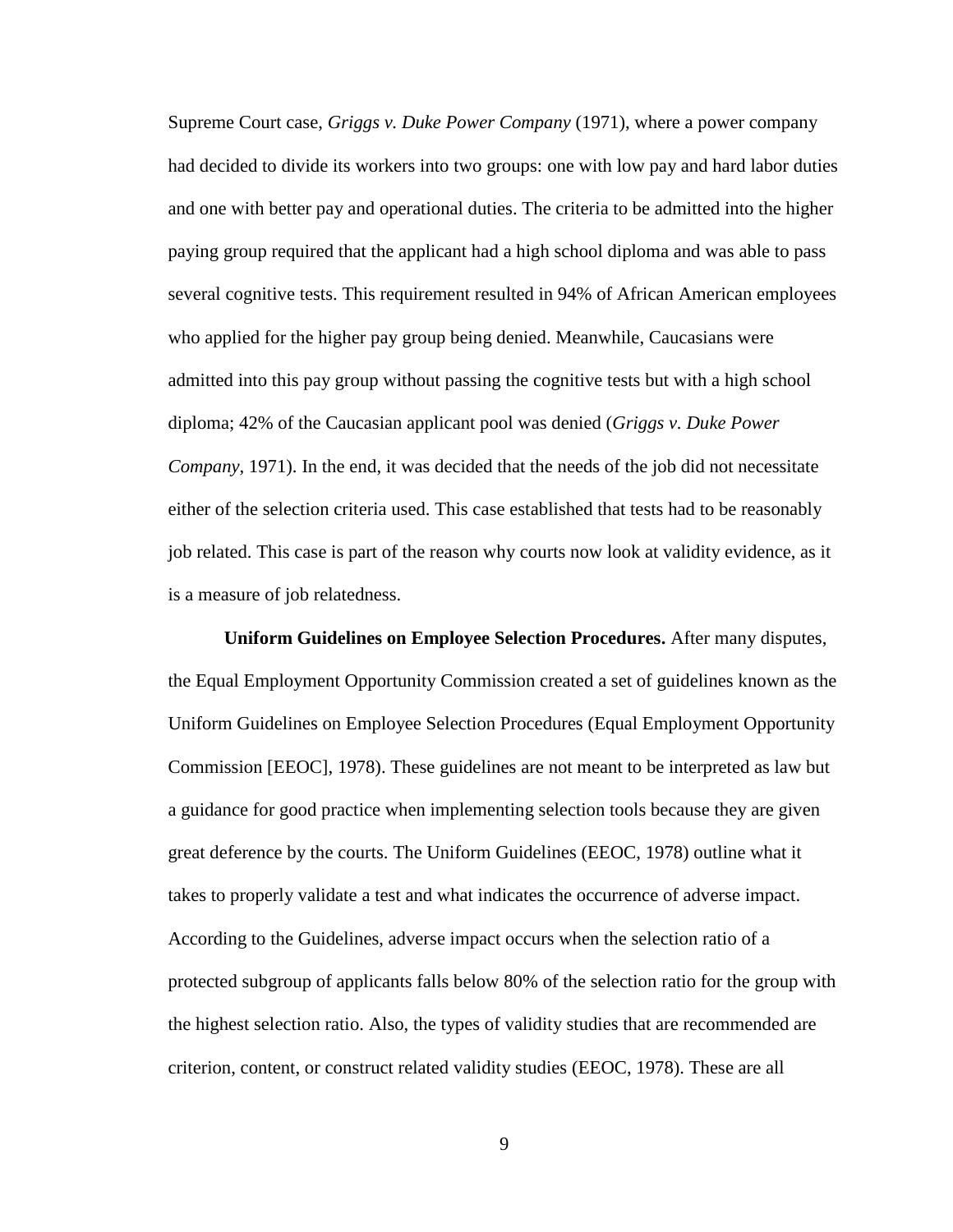Supreme Court case, *Griggs v. Duke Power Company* (1971), where a power company had decided to divide its workers into two groups: one with low pay and hard labor duties and one with better pay and operational duties. The criteria to be admitted into the higher paying group required that the applicant had a high school diploma and was able to pass several cognitive tests. This requirement resulted in 94% of African American employees who applied for the higher pay group being denied. Meanwhile, Caucasians were admitted into this pay group without passing the cognitive tests but with a high school diploma; 42% of the Caucasian applicant pool was denied (*Griggs v. Duke Power Company*, 1971). In the end, it was decided that the needs of the job did not necessitate either of the selection criteria used. This case established that tests had to be reasonably job related. This case is part of the reason why courts now look at validity evidence, as it is a measure of job relatedness.

**Uniform Guidelines on Employee Selection Procedures.** After many disputes, the Equal Employment Opportunity Commission created a set of guidelines known as the Uniform Guidelines on Employee Selection Procedures (Equal Employment Opportunity Commission [EEOC], 1978). These guidelines are not meant to be interpreted as law but a guidance for good practice when implementing selection tools because they are given great deference by the courts. The Uniform Guidelines (EEOC, 1978) outline what it takes to properly validate a test and what indicates the occurrence of adverse impact. According to the Guidelines, adverse impact occurs when the selection ratio of a protected subgroup of applicants falls below 80% of the selection ratio for the group with the highest selection ratio. Also, the types of validity studies that are recommended are criterion, content, or construct related validity studies (EEOC, 1978). These are all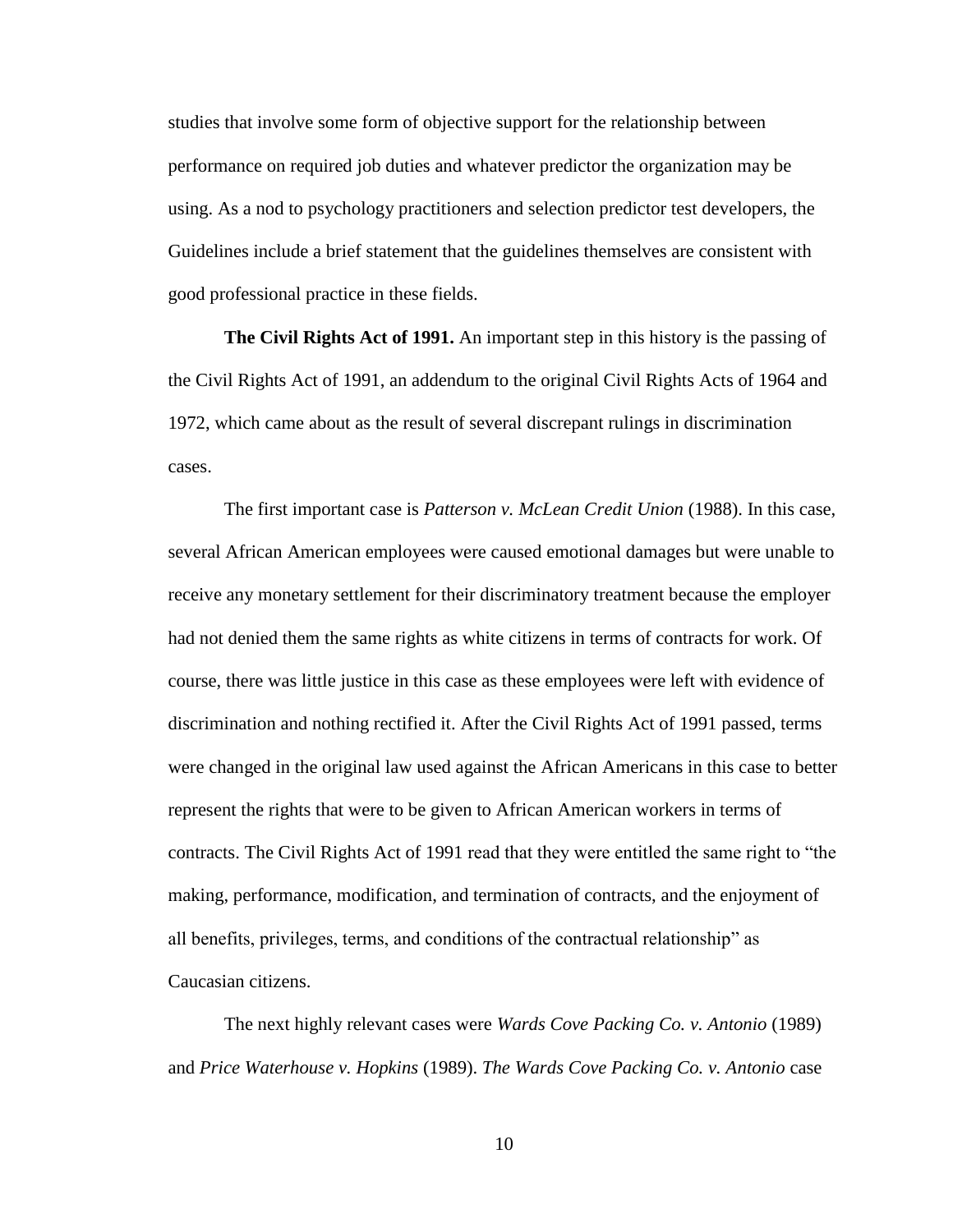studies that involve some form of objective support for the relationship between performance on required job duties and whatever predictor the organization may be using. As a nod to psychology practitioners and selection predictor test developers, the Guidelines include a brief statement that the guidelines themselves are consistent with good professional practice in these fields.

**The Civil Rights Act of 1991.** An important step in this history is the passing of the Civil Rights Act of 1991, an addendum to the original Civil Rights Acts of 1964 and 1972, which came about as the result of several discrepant rulings in discrimination cases.

The first important case is *Patterson v. McLean Credit Union* (1988). In this case, several African American employees were caused emotional damages but were unable to receive any monetary settlement for their discriminatory treatment because the employer had not denied them the same rights as white citizens in terms of contracts for work. Of course, there was little justice in this case as these employees were left with evidence of discrimination and nothing rectified it. After the Civil Rights Act of 1991 passed, terms were changed in the original law used against the African Americans in this case to better represent the rights that were to be given to African American workers in terms of contracts. The Civil Rights Act of 1991 read that they were entitled the same right to "the making, performance, modification, and termination of contracts, and the enjoyment of all benefits, privileges, terms, and conditions of the contractual relationship" as Caucasian citizens.

The next highly relevant cases were *Wards Cove Packing Co. v. Antonio* (1989) and *Price Waterhouse v. Hopkins* (1989). *The Wards Cove Packing Co. v. Antonio* case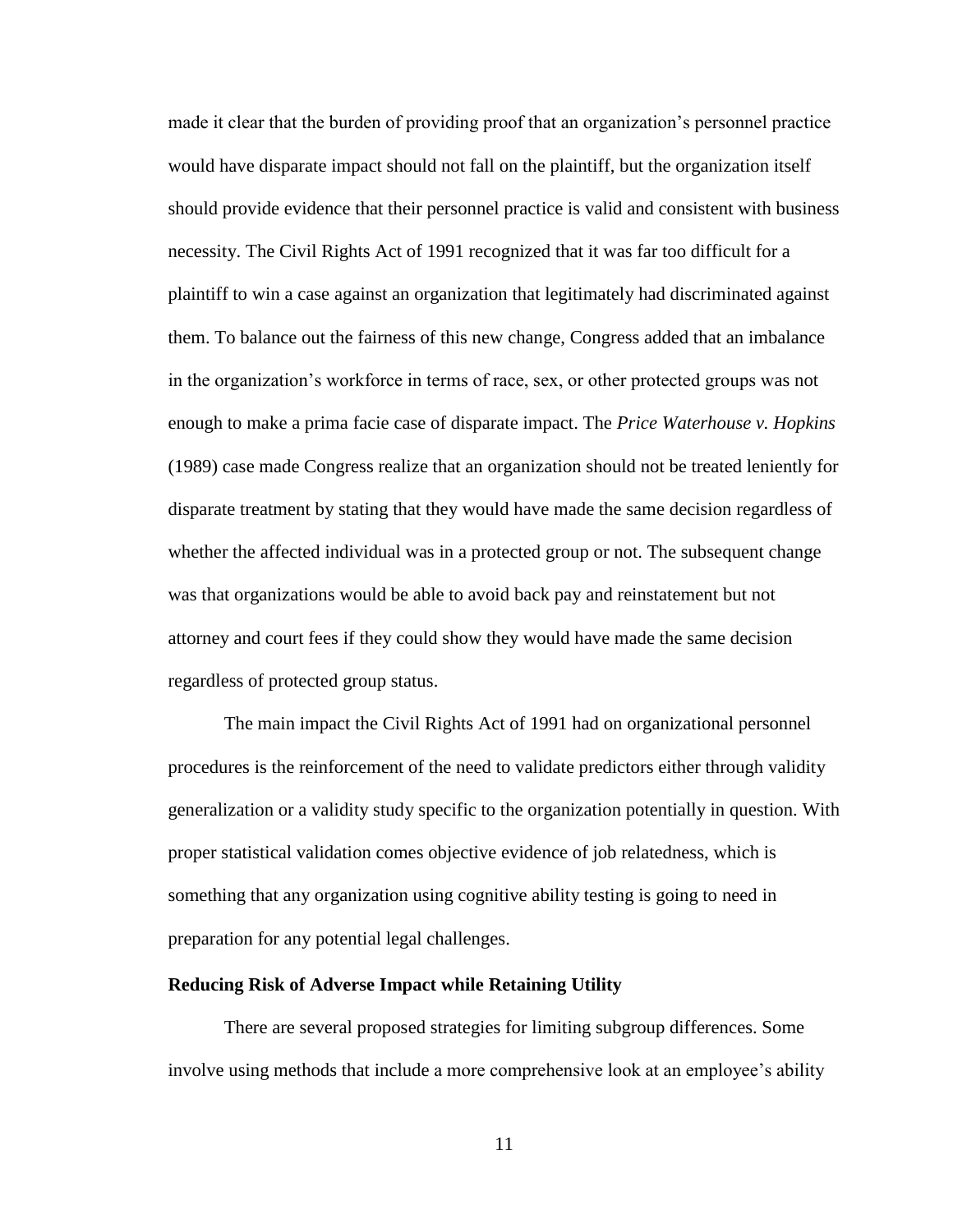made it clear that the burden of providing proof that an organization's personnel practice would have disparate impact should not fall on the plaintiff, but the organization itself should provide evidence that their personnel practice is valid and consistent with business necessity. The Civil Rights Act of 1991 recognized that it was far too difficult for a plaintiff to win a case against an organization that legitimately had discriminated against them. To balance out the fairness of this new change, Congress added that an imbalance in the organization's workforce in terms of race, sex, or other protected groups was not enough to make a prima facie case of disparate impact. The *Price Waterhouse v. Hopkins* (1989) case made Congress realize that an organization should not be treated leniently for disparate treatment by stating that they would have made the same decision regardless of whether the affected individual was in a protected group or not. The subsequent change was that organizations would be able to avoid back pay and reinstatement but not attorney and court fees if they could show they would have made the same decision regardless of protected group status.

The main impact the Civil Rights Act of 1991 had on organizational personnel procedures is the reinforcement of the need to validate predictors either through validity generalization or a validity study specific to the organization potentially in question. With proper statistical validation comes objective evidence of job relatedness, which is something that any organization using cognitive ability testing is going to need in preparation for any potential legal challenges.

### Reducing Risk of Adverse Impact while Retaining Utility

There are several proposed strategies for limiting subgroup differences. Some involve using methods that include a more comprehensive look at an employee's ability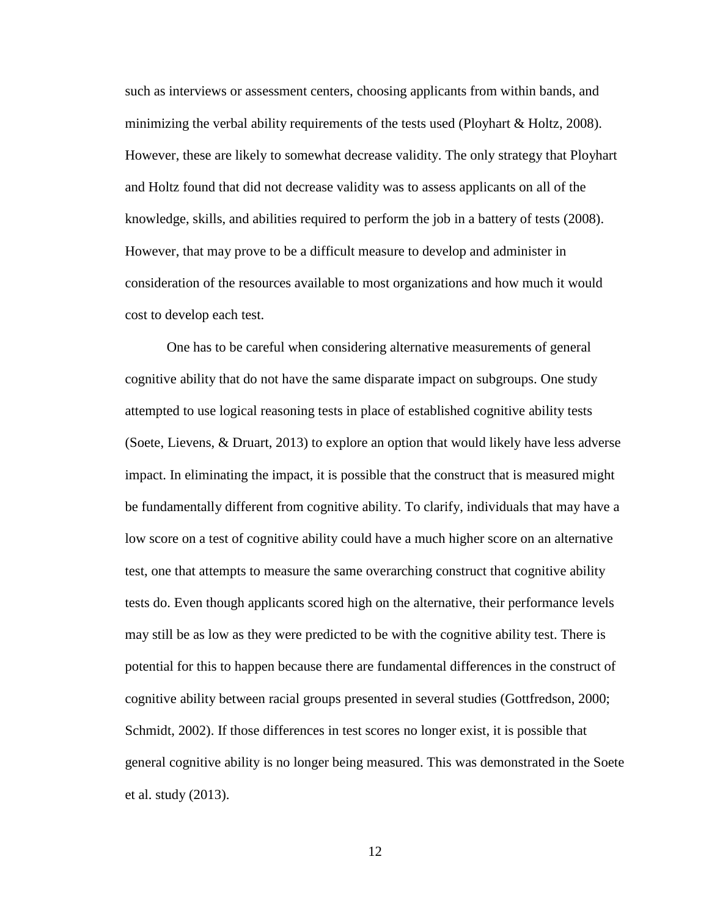such as interviews or assessment centers, choosing applicants from within bands, and minimizing the verbal ability requirements of the tests used (Ployhart & Holtz, 2008). However, these are likely to somewhat decrease validity. The only strategy that Ployhart and Holtz found that did not decrease validity was to assess applicants on all of the knowledge, skills, and abilities required to perform the job in a battery of tests (2008). However, that may prove to be a difficult measure to develop and administer in consideration of the resources available to most organizations and how much it would cost to develop each test.

One has to be careful when considering alternative measurements of general cognitive ability that do not have the same disparate impact on subgroups. One study attempted to use logical reasoning tests in place of established cognitive ability tests (Soete, Lievens, & Druart, 2013) to explore an option that would likely have less adverse impact. In eliminating the impact, it is possible that the construct that is measured might be fundamentally different from cognitive ability. To clarify, individuals that may have a low score on a test of cognitive ability could have a much higher score on an alternative test, one that attempts to measure the same overarching construct that cognitive ability tests do. Even though applicants scored high on the alternative, their performance levels may still be as low as they were predicted to be with the cognitive ability test. There is potential for this to happen because there are fundamental differences in the construct of cognitive ability between racial groups presented in several studies (Gottfredson, 2000; Schmidt, 2002). If those differences in test scores no longer exist, it is possible that general cognitive ability is no longer being measured. This was demonstrated in the Soete et al. study (2013).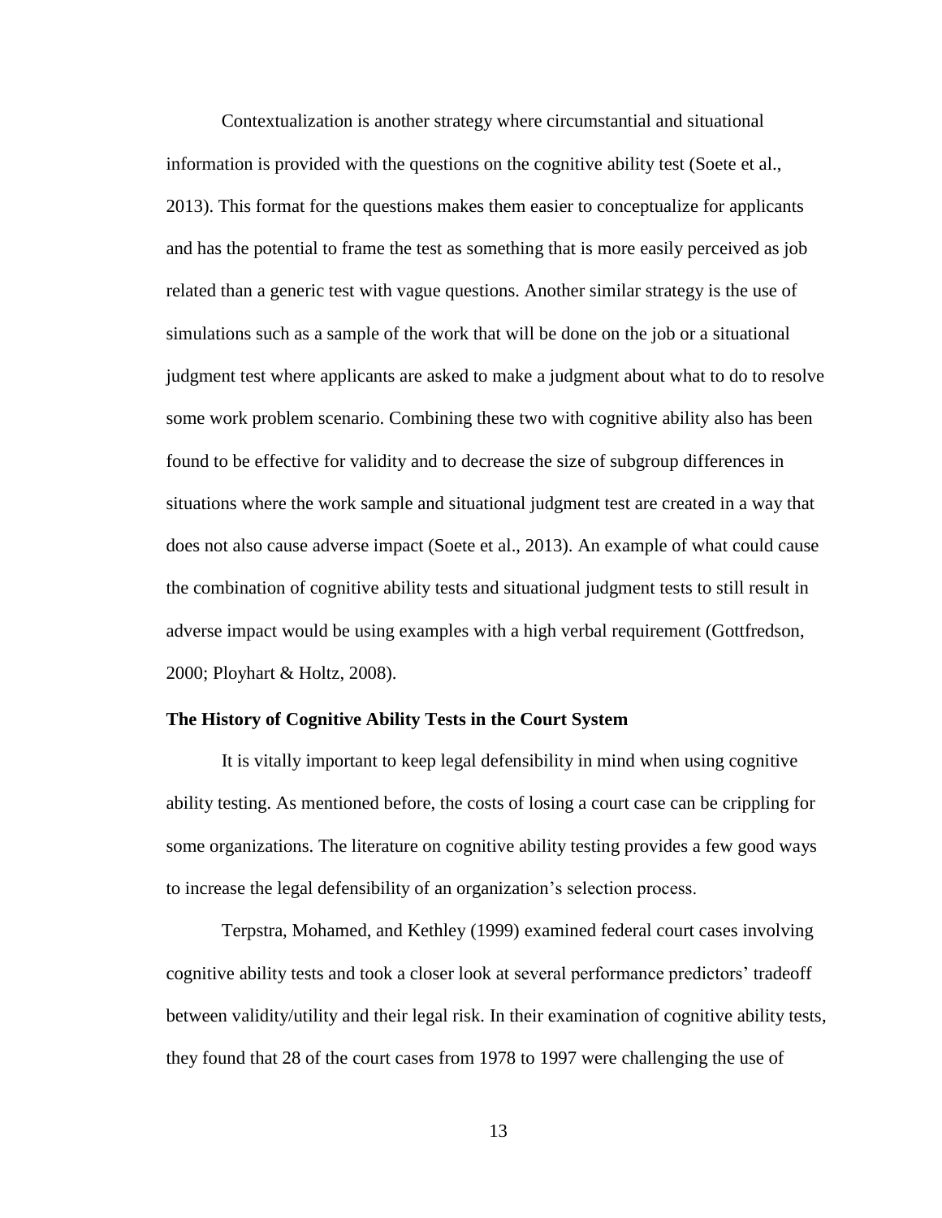Contextualization is another strategy where circumstantial and situational information is provided with the questions on the cognitive ability test (Soete et al., 2013). This format for the questions makes them easier to conceptualize for applicants and has the potential to frame the test as something that is more easily perceived as job related than a generic test with vague questions. Another similar strategy is the use of simulations such as a sample of the work that will be done on the job or a situational judgment test where applicants are asked to make a judgment about what to do to resolve some work problem scenario. Combining these two with cognitive ability also has been found to be effective for validity and to decrease the size of subgroup differences in situations where the work sample and situational judgment test are created in a way that does not also cause adverse impact (Soete et al., 2013). An example of what could cause the combination of cognitive ability tests and situational judgment tests to still result in adverse impact would be using examples with a high verbal requirement (Gottfredson, 2000; Ployhart & Holtz, 2008).

### The History of Cognitive Ability Tests in the Court System

It is vitally important to keep legal defensibility in mind when using cognitive ability testing. As mentioned before, the costs of losing a court case can be crippling for some organizations. The literature on cognitive ability testing provides a few good ways to increase the legal defensibility of an organization's selection process.

Terpstra, Mohamed, and Kethley (1999) examined federal court cases involving cognitive ability tests and took a closer look at several performance predictors' tradeoff between validity/utility and their legal risk. In their examination of cognitive ability tests, they found that 28 of the court cases from 1978 to 1997 were challenging the use of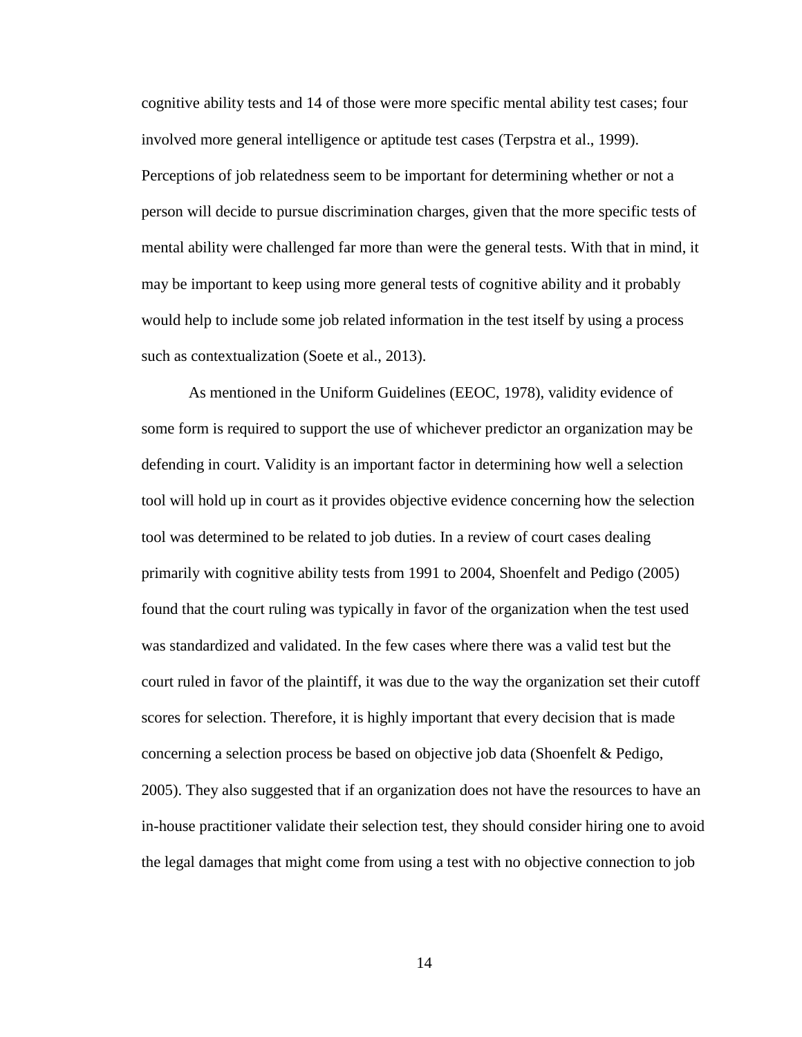cognitive ability tests and 14 of those were more specific mental ability test cases; four involved more general intelligence or aptitude test cases (Terpstra et al., 1999). Perceptions of job relatedness seem to be important for determining whether or not a person will decide to pursue discrimination charges, given that the more specific tests of mental ability were challenged far more than were the general tests. With that in mind, it may be important to keep using more general tests of cognitive ability and it probably would help to include some job related information in the test itself by using a process such as contextualization (Soete et al., 2013).

As mentioned in the Uniform Guidelines (EEOC, 1978), validity evidence of some form is required to support the use of whichever predictor an organization may be defending in court. Validity is an important factor in determining how well a selection tool will hold up in court as it provides objective evidence concerning how the selection tool was determined to be related to job duties. In a review of court cases dealing primarily with cognitive ability tests from 1991 to 2004, Shoenfelt and Pedigo (2005) found that the court ruling was typically in favor of the organization when the test used was standardized and validated. In the few cases where there was a valid test but the court ruled in favor of the plaintiff, it was due to the way the organization set their cutoff scores for selection. Therefore, it is highly important that every decision that is made concerning a selection process be based on objective job data (Shoenfelt & Pedigo, 2005). They also suggested that if an organization does not have the resources to have an in-house practitioner validate their selection test, they should consider hiring one to avoid the legal damages that might come from using a test with no objective connection to job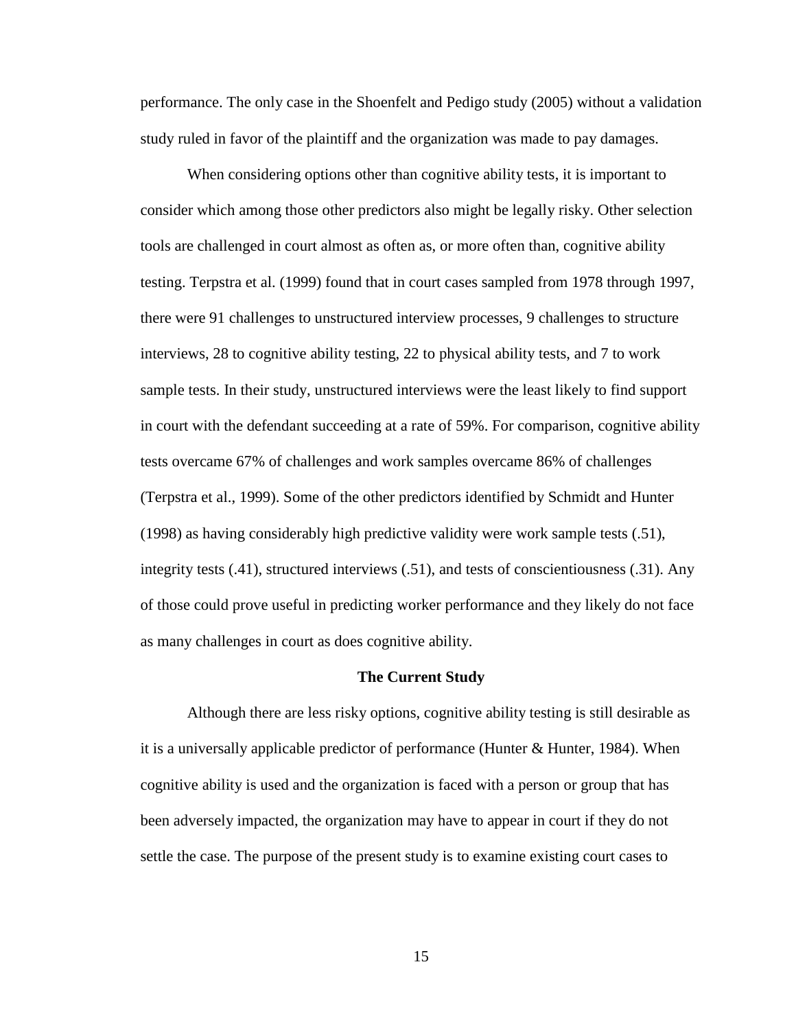performance. The only case in the Shoenfelt and Pedigo study (2005) without a validation study ruled in favor of the plaintiff and the organization was made to pay damages.

When considering options other than cognitive ability tests, it is important to consider which among those other predictors also might be legally risky. Other selection tools are challenged in court almost as often as, or more often than, cognitive ability testing. Terpstra et al. (1999) found that in court cases sampled from 1978 through 1997, there were 91 challenges to unstructured interview processes, 9 challenges to structure interviews, 28 to cognitive ability testing, 22 to physical ability tests, and 7 to work sample tests. In their study, unstructured interviews were the least likely to find support in court with the defendant succeeding at a rate of 59%. For comparison, cognitive ability tests overcame 67% of challenges and work samples overcame 86% of challenges (Terpstra et al., 1999). Some of the other predictors identified by Schmidt and Hunter (1998) as having considerably high predictive validity were work sample tests (.51), integrity tests (.41), structured interviews (.51), and tests of conscientiousness (.31). Any of those could prove useful in predicting worker performance and they likely do not face as many challenges in court as does cognitive ability.

## The Current Study

Although there are less risky options, cognitive ability testing is still desirable as it is a universally applicable predictor of performance (Hunter & Hunter, 1984). When cognitive ability is used and the organization is faced with a person or group that has been adversely impacted, the organization may have to appear in court if they do not settle the case. The purpose of the present study is to examine existing court cases to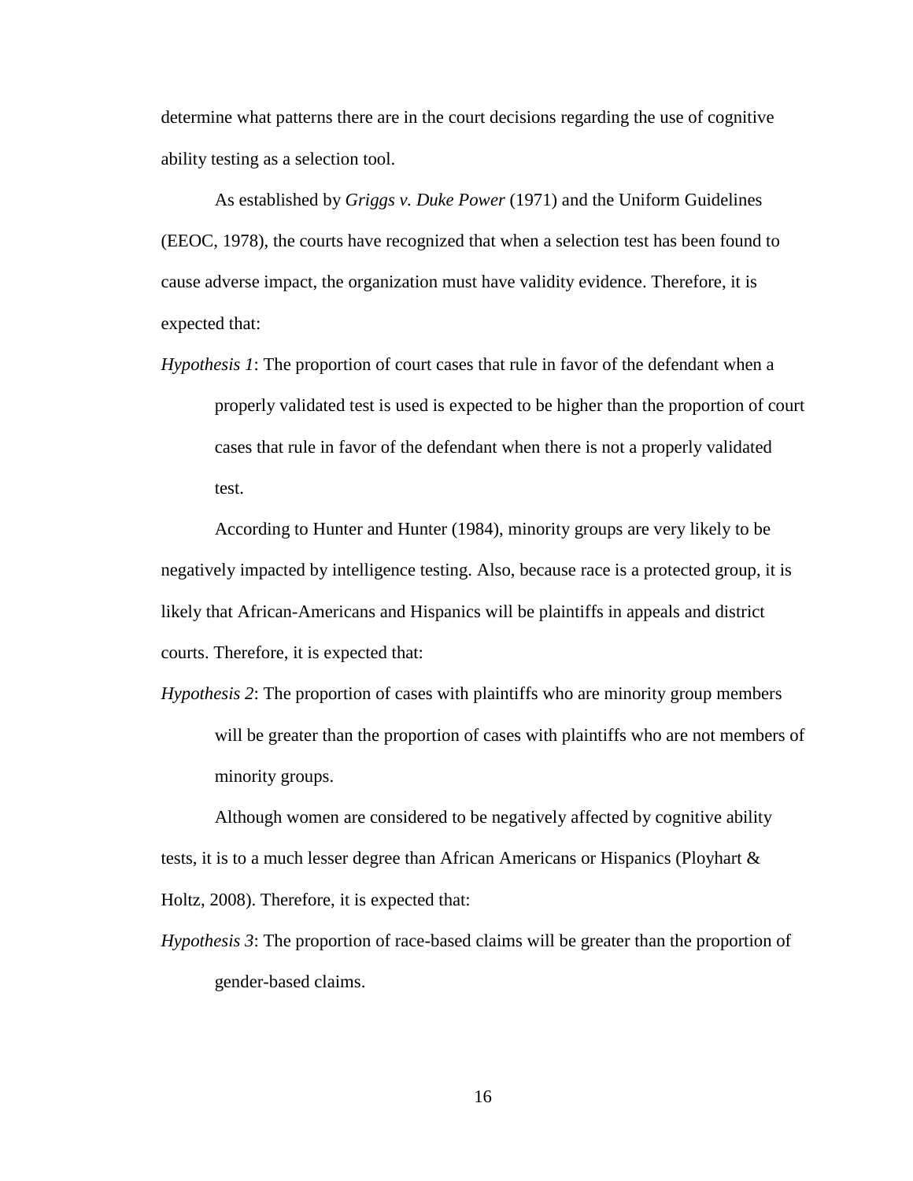determine what patterns there are in the court decisions regarding the use of cognitive ability testing as a selection tool.

As established by *Griggs v. Duke Power* (1971) and the Uniform Guidelines (EEOC, 1978), the courts have recognized that when a selection test has been found to cause adverse impact, the organization must have validity evidence. Therefore, it is expected that:

*Hypothesis 1*: The proportion of court cases that rule in favor of the defendant when a properly validated test is used is expected to be higher than the proportion of court cases that rule in favor of the defendant when there is not a properly validated test.

According to Hunter and Hunter (1984), minority groups are very likely to be negatively impacted by intelligence testing. Also, because race is a protected group, it is likely that African-Americans and Hispanics will be plaintiffs in appeals and district courts. Therefore, it is expected that:

*Hypothesis 2*: The proportion of cases with plaintiffs who are minority group members will be greater than the proportion of cases with plaintiffs who are not members of minority groups.

Although women are considered to be negatively affected by cognitive ability tests, it is to a much lesser degree than African Americans or Hispanics (Ployhart & Holtz, 2008). Therefore, it is expected that:

*Hypothesis 3*: The proportion of race-based claims will be greater than the proportion of gender-based claims.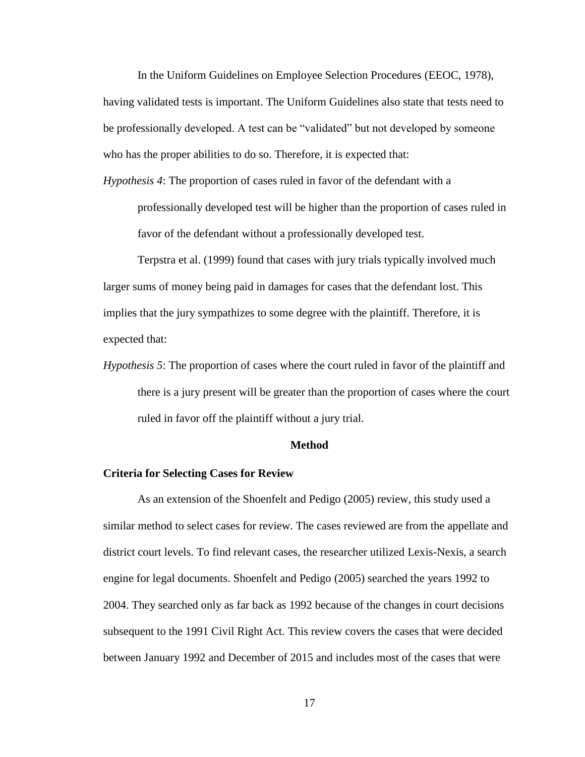In the Uniform Guidelines on Employee Selection Procedures (EEOC, 1978), having validated tests is important. The Uniform Guidelines also state that tests need to be professionally developed. A test can be "validated" but not developed by someone who has the proper abilities to do so. Therefore, it is expected that:

*Hypothesis 4*: The proportion of cases ruled in favor of the defendant with a professionally developed test will be higher than the proportion of cases ruled in favor of the defendant without a professionally developed test.

Terpstra et al. (1999) found that cases with jury trials typically involved much larger sums of money being paid in damages for cases that the defendant lost. This implies that the jury sympathizes to some degree with the plaintiff. Therefore, it is expected that:

*Hypothesis 5*: The proportion of cases where the court ruled in favor of the plaintiff and there is a jury present will be greater than the proportion of cases where the court ruled in favor off the plaintiff without a jury trial.

## Method

### Criteria for Selecting Cases for Review

As an extension of the Shoenfelt and Pedigo (2005) review, this study used a similar method to select cases for review. The cases reviewed are from the appellate and district court levels. To find relevant cases, the researcher utilized Lexis-Nexis, a search engine for legal documents. Shoenfelt and Pedigo (2005) searched the years 1992 to 2004. They searched only as far back as 1992 because of the changes in court decisions subsequent to the 1991 Civil Right Act. This review covers the cases that were decided between January 1992 and December of 2015 and includes most of the cases that were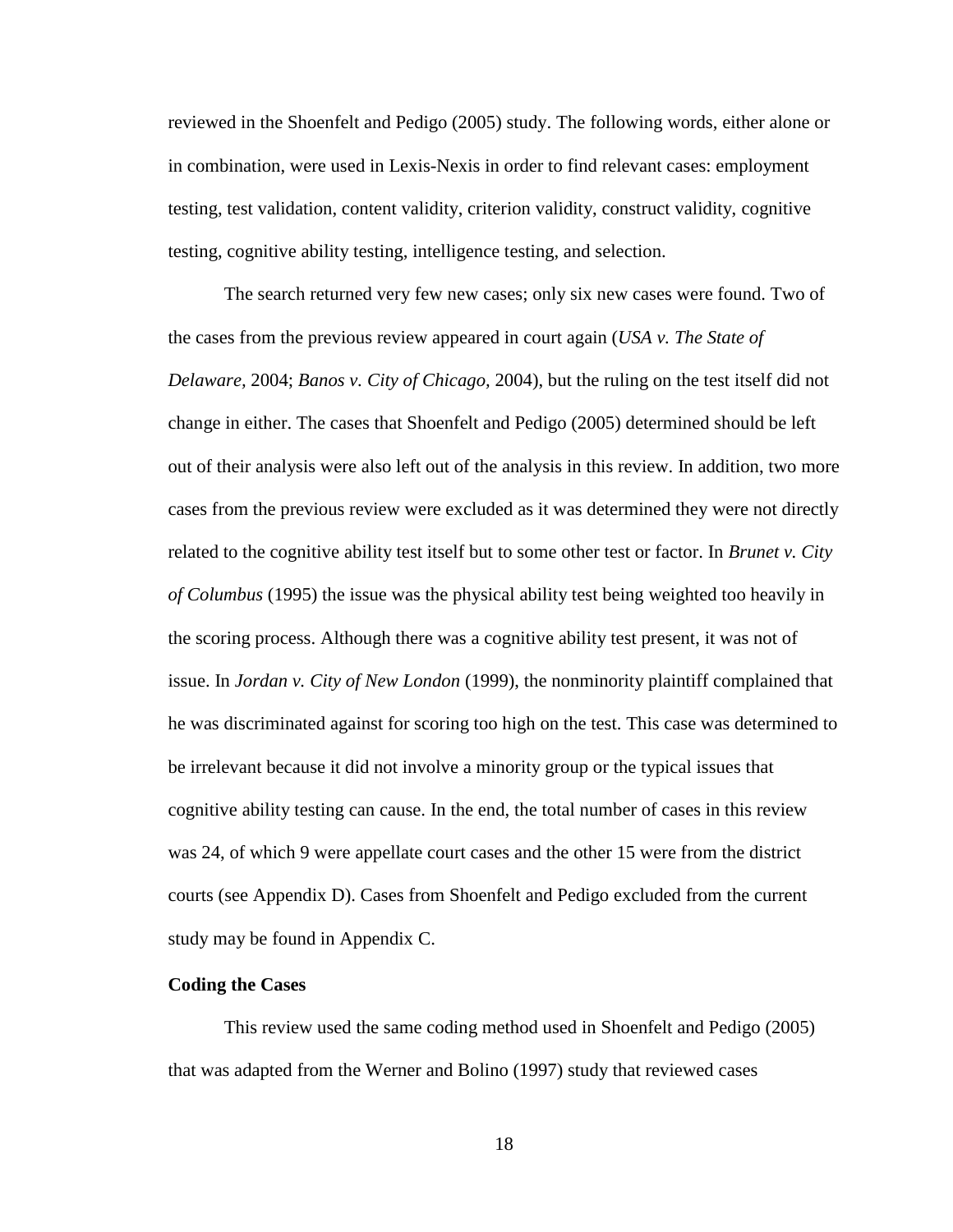reviewed in the Shoenfelt and Pedigo (2005) study. The following words, either alone or in combination, were used in Lexis-Nexis in order to find relevant cases: employment testing, test validation, content validity, criterion validity, construct validity, cognitive testing, cognitive ability testing, intelligence testing, and selection.

The search returned very few new cases; only six new cases were found. Two of the cases from the previous review appeared in court again (*USA v. The State of Delaware*, 2004; *Banos v. City of Chicago*, 2004), but the ruling on the test itself did not change in either. The cases that Shoenfelt and Pedigo (2005) determined should be left out of their analysis were also left out of the analysis in this review. In addition, two more cases from the previous review were excluded as it was determined they were not directly related to the cognitive ability test itself but to some other test or factor. In *Brunet v. City of Columbus* (1995) the issue was the physical ability test being weighted too heavily in the scoring process. Although there was a cognitive ability test present, it was not of issue. In *Jordan v. City of New London* (1999), the nonminority plaintiff complained that he was discriminated against for scoring too high on the test. This case was determined to be irrelevant because it did not involve a minority group or the typical issues that cognitive ability testing can cause. In the end, the total number of cases in this review was 24, of which 9 were appellate court cases and the other 15 were from the district courts (see Appendix D). Cases from Shoenfelt and Pedigo excluded from the current study may be found in Appendix C.

**Coding the Cases**

This review used the same coding method used in Shoenfelt and Pedigo (2005) that was adapted from the Werner and Bolino (1997) study that reviewed cases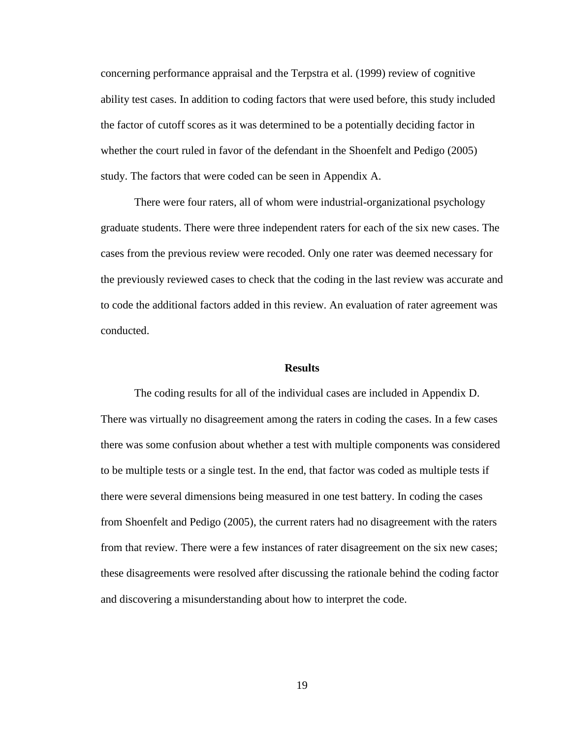concerning performance appraisal and the Terpstra et al. (1999) review of cognitive ability test cases. In addition to coding factors that were used before, this study included the factor of cutoff scores as it was determined to be a potentially deciding factor in whether the court ruled in favor of the defendant in the Shoenfelt and Pedigo (2005) study. The factors that were coded can be seen in Appendix A.

There were four raters, all of whom were industrial-organizational psychology graduate students. There were three independent raters for each of the six new cases. The cases from the previous review were recoded. Only one rater was deemed necessary for the previously reviewed cases to check that the coding in the last review was accurate and to code the additional factors added in this review. An evaluation of rater agreement was conducted.

## Results

The coding results for all of the individual cases are included in Appendix D. There was virtually no disagreement among the raters in coding the cases. In a few cases there was some confusion about whether a test with multiple components was considered to be multiple tests or a single test. In the end, that factor was coded as multiple tests if there were several dimensions being measured in one test battery. In coding the cases from Shoenfelt and Pedigo (2005), the current raters had no disagreement with the raters from that review. There were a few instances of rater disagreement on the six new cases; these disagreements were resolved after discussing the rationale behind the coding factor and discovering a misunderstanding about how to interpret the code.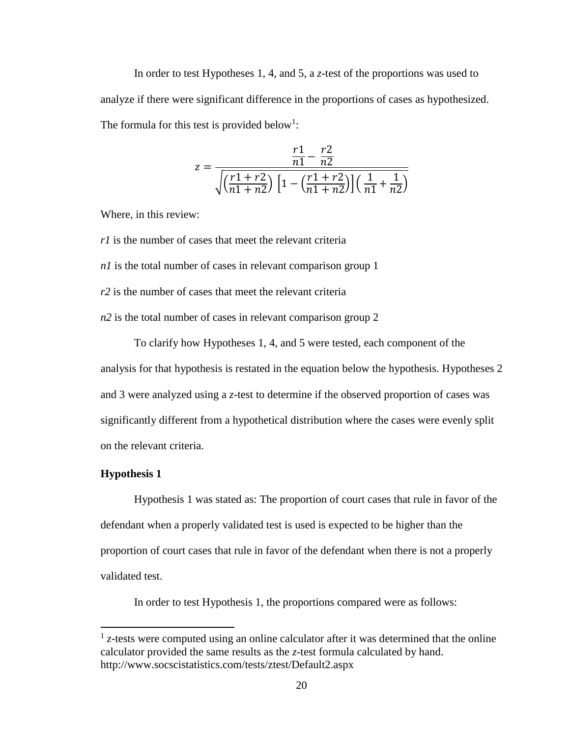In order to test Hypotheses 1, 4, and 5, a *z*-test of the proportions was used to analyze if there were significant difference in the proportions of cases as hypothesized. The formula for this test is provided below[1]:

$$z = \frac{\frac{r1}{n1} - \frac{r2}{n2}}{\sqrt{\left(\frac{r1 + r2}{n1 + n2}\right)\left[1 - \left(\frac{r1 + r2}{n1 + n2}\right)\right]\left(\frac{1}{n1} + \frac{1}{n2}\right)}}$$

Where, in this review:

*r1* is the number of cases that meet the relevant criteria

*n1* is the total number of cases in relevant comparison group 1

*r2* is the number of cases that meet the relevant criteria

*n2* is the total number of cases in relevant comparison group 2

To clarify how Hypotheses 1, 4, and 5 were tested, each component of the analysis for that hypothesis is restated in the equation below the hypothesis. Hypotheses 2 and 3 were analyzed using a *z*-test to determine if the observed proportion of cases was significantly different from a hypothetical distribution where the cases were evenly split on the relevant criteria.

**Hypothesis 1**

Hypothesis 1 was stated as: The proportion of court cases that rule in favor of the defendant when a properly validated test is used is expected to be higher than the proportion of court cases that rule in favor of the defendant when there is not a properly validated test.

In order to test Hypothesis 1, the proportions compared were as follows:

---

[1] *z*-tests were computed using an online calculator after it was determined that the online calculator provided the same results as the *z*-test formula calculated by hand. http://www.socscistatistics.com/tests/ztest/Default2.aspx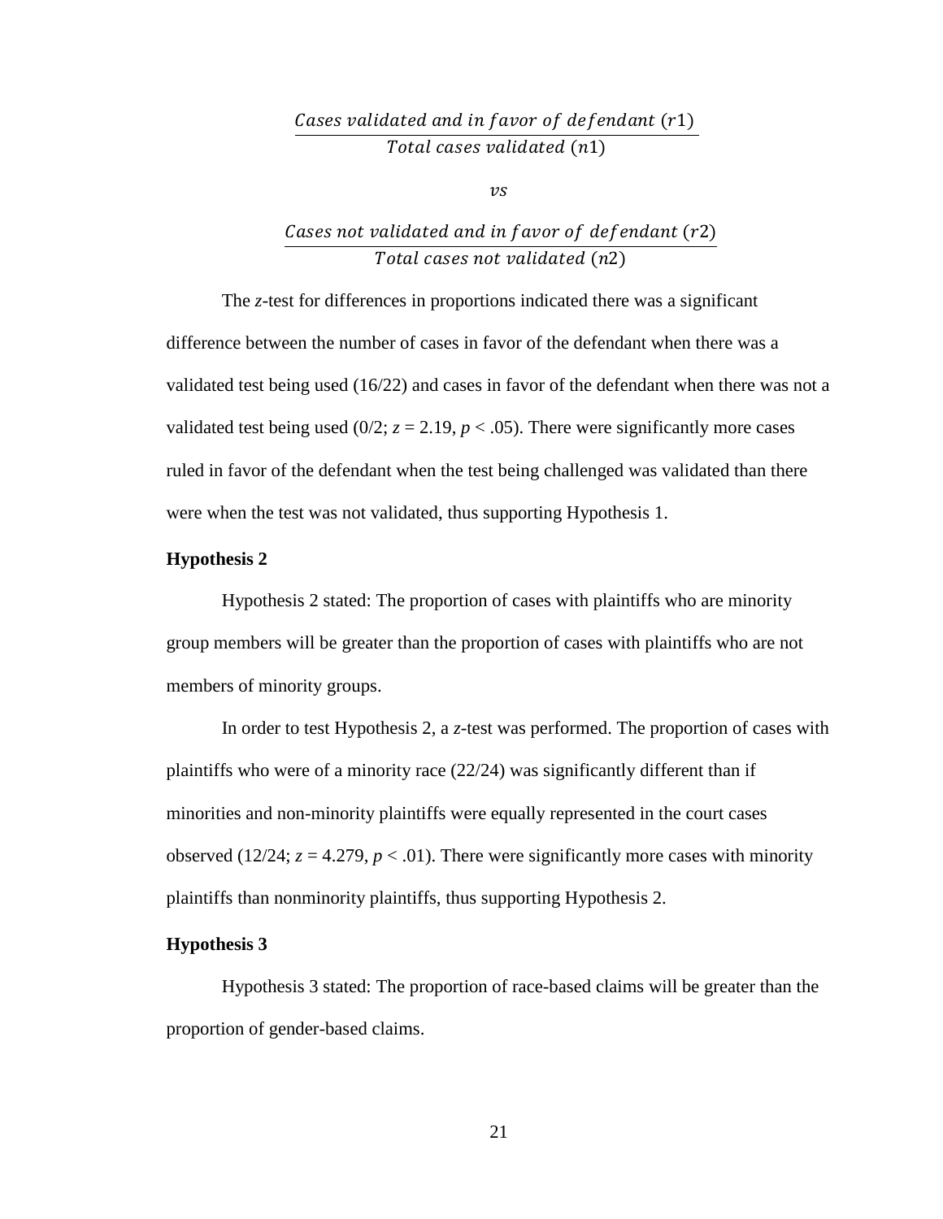$$\frac{Cases\ validated\ and\ in\ favor\ of\ defendant\ (r1)}{Total\ cases\ validated\ (n1)}$$

$$vs$$

$$\frac{Cases\ not\ validated\ and\ in\ favor\ of\ defendant\ (r2)}{Total\ cases\ not\ validated\ (n2)}$$

The *z*-test for differences in proportions indicated there was a significant difference between the number of cases in favor of the defendant when there was a validated test being used (16/22) and cases in favor of the defendant when there was not a validated test being used (0/2; $z = 2.19$, $p < .05$). There were significantly more cases ruled in favor of the defendant when the test being challenged was validated than there were when the test was not validated, thus supporting Hypothesis 1.

### Hypothesis 2

Hypothesis 2 stated: The proportion of cases with plaintiffs who are minority group members will be greater than the proportion of cases with plaintiffs who are not members of minority groups.

In order to test Hypothesis 2, a *z*-test was performed. The proportion of cases with plaintiffs who were of a minority race (22/24) was significantly different than if minorities and non-minority plaintiffs were equally represented in the court cases observed (12/24; $z = 4.279$, $p < .01$). There were significantly more cases with minority plaintiffs than nonminority plaintiffs, thus supporting Hypothesis 2.

### Hypothesis 3

Hypothesis 3 stated: The proportion of race-based claims will be greater than the proportion of gender-based claims.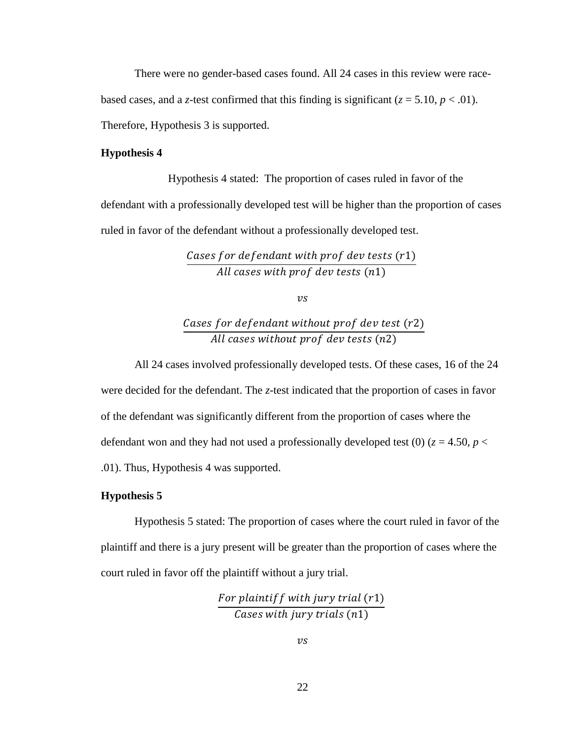There were no gender-based cases found. All 24 cases in this review were race-based cases, and a *z*-test confirmed that this finding is significant ($z = 5.10$, $p < .01$). Therefore, Hypothesis 3 is supported.

**Hypothesis 4**

Hypothesis 4 stated: The proportion of cases ruled in favor of the defendant with a professionally developed test will be higher than the proportion of cases ruled in favor of the defendant without a professionally developed test.

$$\frac{Cases\ for\ defendant\ with\ prof\ dev\ tests\ (r1)}{All\ cases\ with\ prof\ dev\ tests\ (n1)}$$

$$vs$$

$$\frac{Cases\ for\ defendant\ without\ prof\ dev\ test\ (r2)}{All\ cases\ without\ prof\ dev\ tests\ (n2)}$$

All 24 cases involved professionally developed tests. Of these cases, 16 of the 24 were decided for the defendant. The *z*-test indicated that the proportion of cases in favor of the defendant was significantly different from the proportion of cases where the defendant won and they had not used a professionally developed test (0) ($z = 4.50$, $p < .01$). Thus, Hypothesis 4 was supported.

**Hypothesis 5**

Hypothesis 5 stated: The proportion of cases where the court ruled in favor of the plaintiff and there is a jury present will be greater than the proportion of cases where the court ruled in favor off the plaintiff without a jury trial.

$$\frac{For\ plaintiff\ with\ jury\ trial\ (r1)}{Cases\ with\ jury\ trials\ (n1)}$$

$$vs$$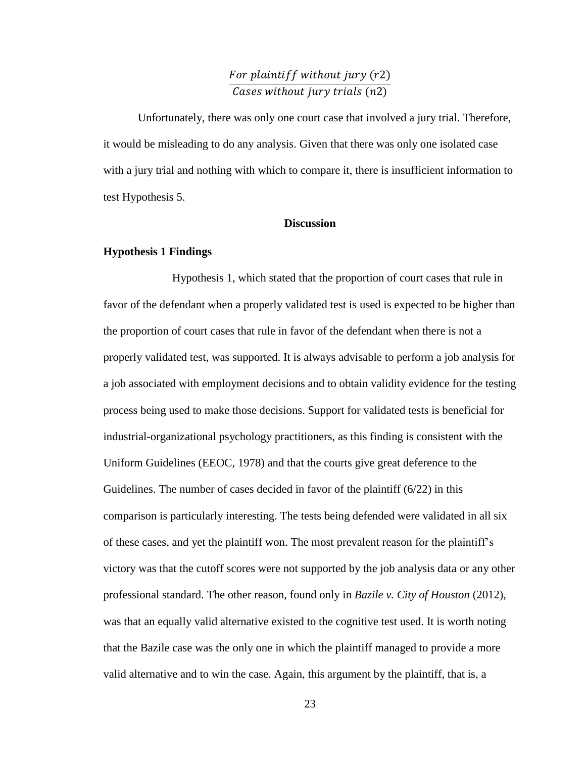$$\frac{For\ plaintiff\ without\ jury\ (r2)}{Cases\ without\ jury\ trials\ (n2)}$$

Unfortunately, there was only one court case that involved a jury trial. Therefore, it would be misleading to do any analysis. Given that there was only one isolated case with a jury trial and nothing with which to compare it, there is insufficient information to test Hypothesis 5.

## Discussion

### Hypothesis 1 Findings

Hypothesis 1, which stated that the proportion of court cases that rule in favor of the defendant when a properly validated test is used is expected to be higher than the proportion of court cases that rule in favor of the defendant when there is not a properly validated test, was supported. It is always advisable to perform a job analysis for a job associated with employment decisions and to obtain validity evidence for the testing process being used to make those decisions. Support for validated tests is beneficial for industrial-organizational psychology practitioners, as this finding is consistent with the Uniform Guidelines (EEOC, 1978) and that the courts give great deference to the Guidelines. The number of cases decided in favor of the plaintiff (6/22) in this comparison is particularly interesting. The tests being defended were validated in all six of these cases, and yet the plaintiff won. The most prevalent reason for the plaintiff's victory was that the cutoff scores were not supported by the job analysis data or any other professional standard. The other reason, found only in *Bazile v. City of Houston* (2012), was that an equally valid alternative existed to the cognitive test used. It is worth noting that the Bazile case was the only one in which the plaintiff managed to provide a more valid alternative and to win the case. Again, this argument by the plaintiff, that is, a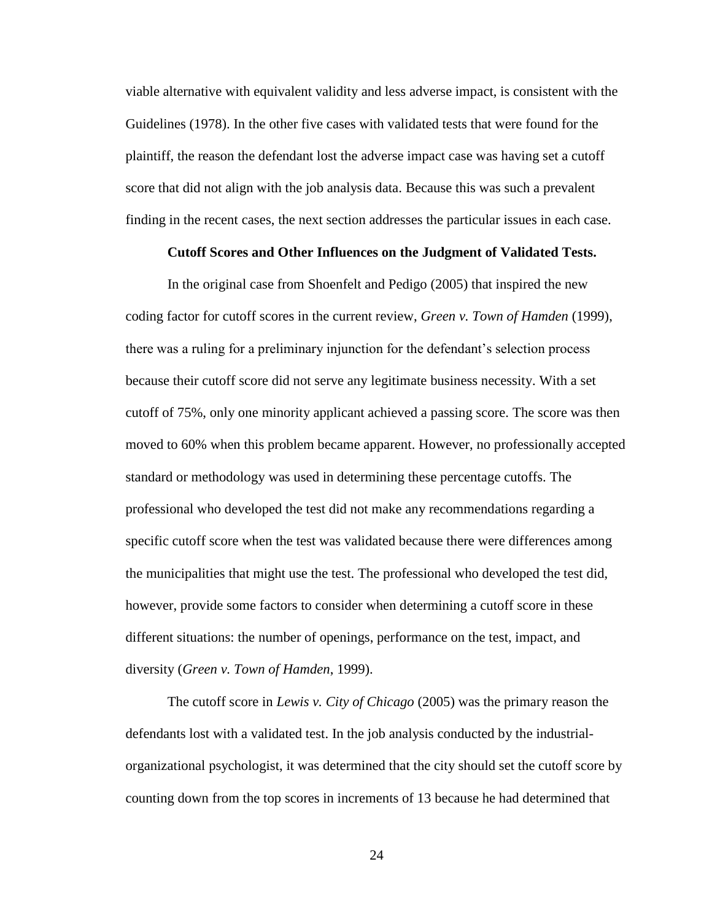viable alternative with equivalent validity and less adverse impact, is consistent with the Guidelines (1978). In the other five cases with validated tests that were found for the plaintiff, the reason the defendant lost the adverse impact case was having set a cutoff score that did not align with the job analysis data. Because this was such a prevalent finding in the recent cases, the next section addresses the particular issues in each case.

**Cutoff Scores and Other Influences on the Judgment of Validated Tests.**

In the original case from Shoenfelt and Pedigo (2005) that inspired the new coding factor for cutoff scores in the current review, *Green v. Town of Hamden* (1999), there was a ruling for a preliminary injunction for the defendant's selection process because their cutoff score did not serve any legitimate business necessity. With a set cutoff of 75%, only one minority applicant achieved a passing score. The score was then moved to 60% when this problem became apparent. However, no professionally accepted standard or methodology was used in determining these percentage cutoffs. The professional who developed the test did not make any recommendations regarding a specific cutoff score when the test was validated because there were differences among the municipalities that might use the test. The professional who developed the test did, however, provide some factors to consider when determining a cutoff score in these different situations: the number of openings, performance on the test, impact, and diversity (*Green v. Town of Hamden*, 1999).

The cutoff score in *Lewis v. City of Chicago* (2005) was the primary reason the defendants lost with a validated test. In the job analysis conducted by the industrial-organizational psychologist, it was determined that the city should set the cutoff score by counting down from the top scores in increments of 13 because he had determined that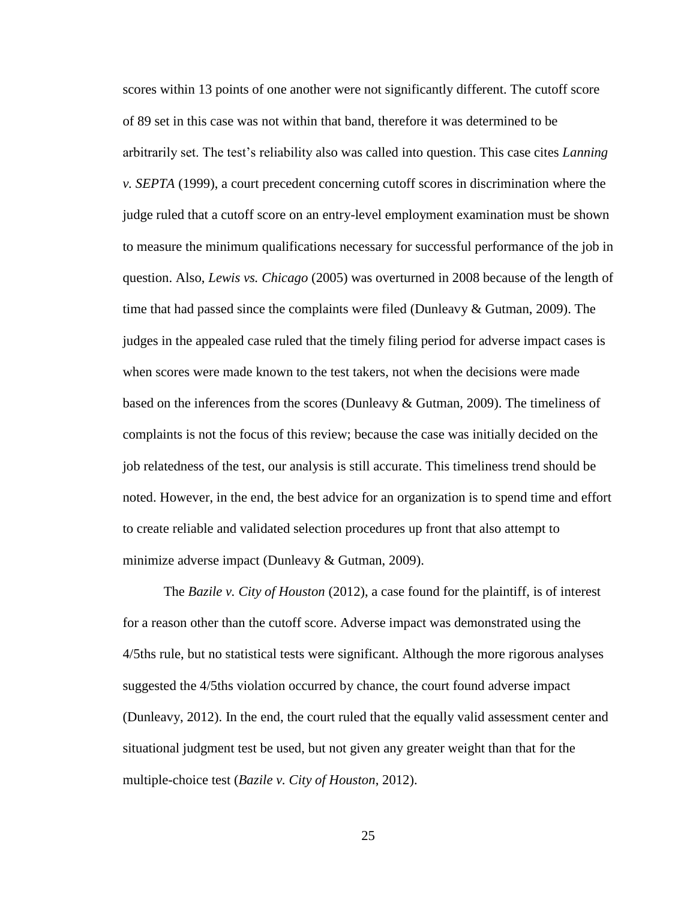scores within 13 points of one another were not significantly different. The cutoff score of 89 set in this case was not within that band, therefore it was determined to be arbitrarily set. The test's reliability also was called into question. This case cites *Lanning v. SEPTA* (1999), a court precedent concerning cutoff scores in discrimination where the judge ruled that a cutoff score on an entry-level employment examination must be shown to measure the minimum qualifications necessary for successful performance of the job in question. Also, *Lewis vs. Chicago* (2005) was overturned in 2008 because of the length of time that had passed since the complaints were filed (Dunleavy & Gutman, 2009). The judges in the appealed case ruled that the timely filing period for adverse impact cases is when scores were made known to the test takers, not when the decisions were made based on the inferences from the scores (Dunleavy & Gutman, 2009). The timeliness of complaints is not the focus of this review; because the case was initially decided on the job relatedness of the test, our analysis is still accurate. This timeliness trend should be noted. However, in the end, the best advice for an organization is to spend time and effort to create reliable and validated selection procedures up front that also attempt to minimize adverse impact (Dunleavy & Gutman, 2009).

The *Bazile v. City of Houston* (2012), a case found for the plaintiff, is of interest for a reason other than the cutoff score. Adverse impact was demonstrated using the 4/5ths rule, but no statistical tests were significant. Although the more rigorous analyses suggested the 4/5ths violation occurred by chance, the court found adverse impact (Dunleavy, 2012). In the end, the court ruled that the equally valid assessment center and situational judgment test be used, but not given any greater weight than that for the multiple-choice test (*Bazile v. City of Houston*, 2012).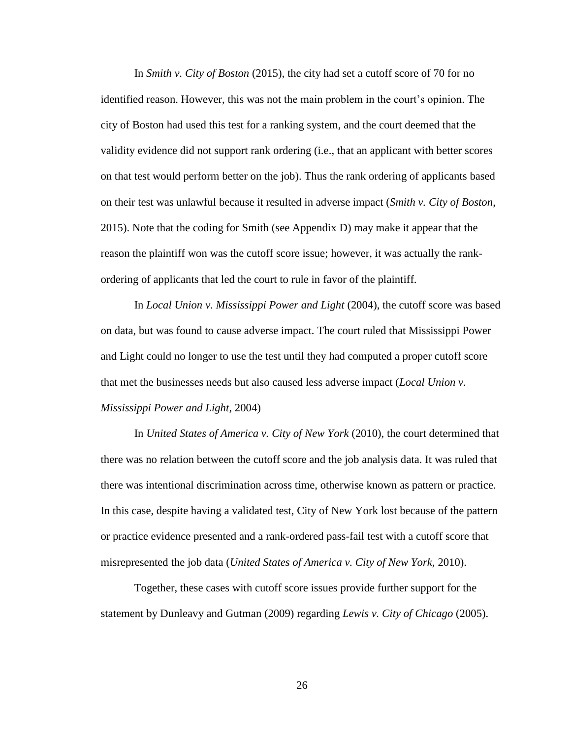In *Smith v. City of Boston* (2015), the city had set a cutoff score of 70 for no identified reason. However, this was not the main problem in the court's opinion. The city of Boston had used this test for a ranking system, and the court deemed that the validity evidence did not support rank ordering (i.e., that an applicant with better scores on that test would perform better on the job). Thus the rank ordering of applicants based on their test was unlawful because it resulted in adverse impact (*Smith v. City of Boston*, 2015). Note that the coding for Smith (see Appendix D) may make it appear that the reason the plaintiff won was the cutoff score issue; however, it was actually the rank-ordering of applicants that led the court to rule in favor of the plaintiff.

In *Local Union v. Mississippi Power and Light* (2004), the cutoff score was based on data, but was found to cause adverse impact. The court ruled that Mississippi Power and Light could no longer to use the test until they had computed a proper cutoff score that met the businesses needs but also caused less adverse impact (*Local Union v. Mississippi Power and Light*, 2004)

In *United States of America v. City of New York* (2010), the court determined that there was no relation between the cutoff score and the job analysis data. It was ruled that there was intentional discrimination across time, otherwise known as pattern or practice. In this case, despite having a validated test, City of New York lost because of the pattern or practice evidence presented and a rank-ordered pass-fail test with a cutoff score that misrepresented the job data (*United States of America v. City of New York,* 2010).

Together, these cases with cutoff score issues provide further support for the statement by Dunleavy and Gutman (2009) regarding *Lewis v. City of Chicago* (2005).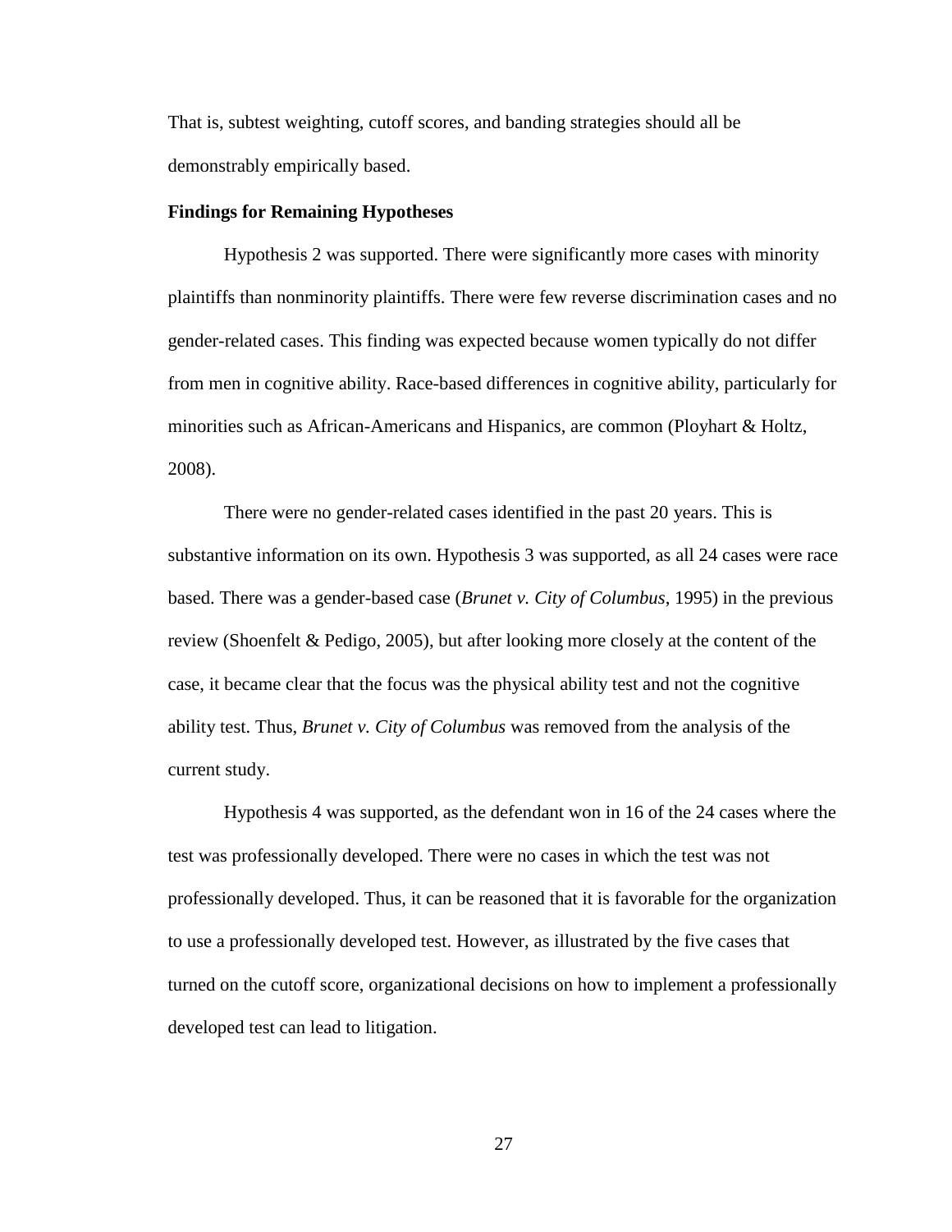That is, subtest weighting, cutoff scores, and banding strategies should all be demonstrably empirically based.

**Findings for Remaining Hypotheses**

Hypothesis 2 was supported. There were significantly more cases with minority plaintiffs than nonminority plaintiffs. There were few reverse discrimination cases and no gender-related cases. This finding was expected because women typically do not differ from men in cognitive ability. Race-based differences in cognitive ability, particularly for minorities such as African-Americans and Hispanics, are common (Ployhart & Holtz, 2008).

There were no gender-related cases identified in the past 20 years. This is substantive information on its own. Hypothesis 3 was supported, as all 24 cases were race based. There was a gender-based case (*Brunet v. City of Columbus*, 1995) in the previous review (Shoenfelt & Pedigo, 2005), but after looking more closely at the content of the case, it became clear that the focus was the physical ability test and not the cognitive ability test. Thus, *Brunet v. City of Columbus* was removed from the analysis of the current study.

Hypothesis 4 was supported, as the defendant won in 16 of the 24 cases where the test was professionally developed. There were no cases in which the test was not professionally developed. Thus, it can be reasoned that it is favorable for the organization to use a professionally developed test. However, as illustrated by the five cases that turned on the cutoff score, organizational decisions on how to implement a professionally developed test can lead to litigation.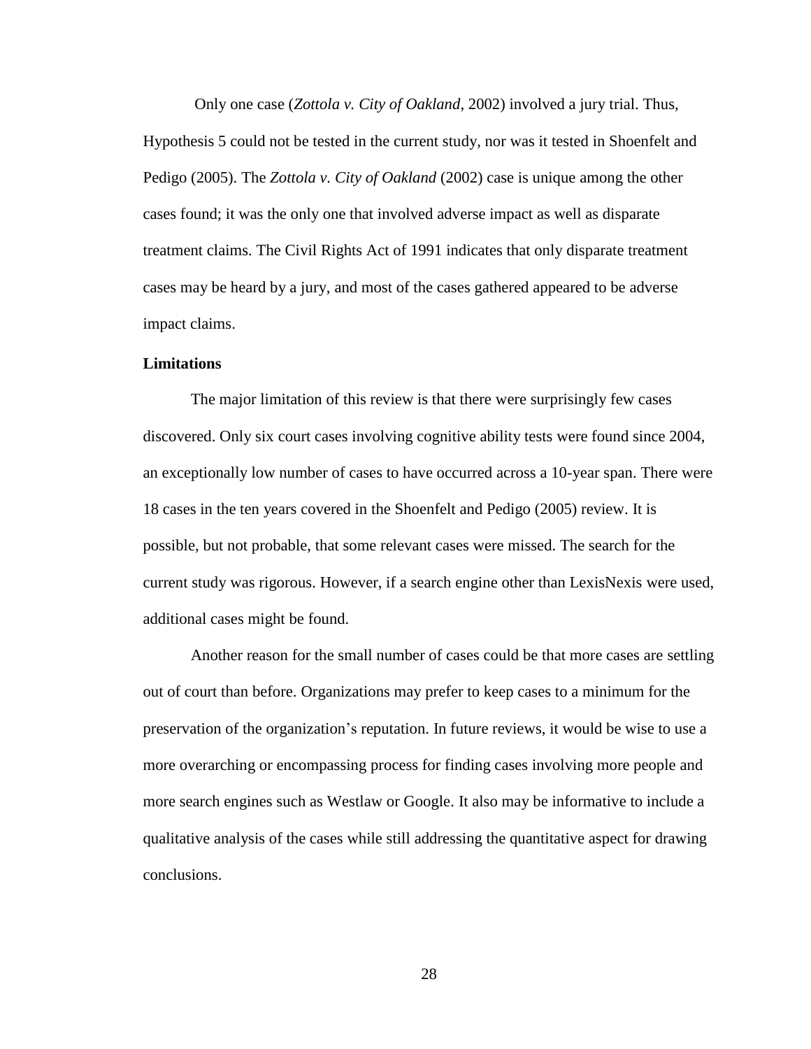Only one case (*Zottola v. City of Oakland*, 2002) involved a jury trial. Thus, Hypothesis 5 could not be tested in the current study, nor was it tested in Shoenfelt and Pedigo (2005). The *Zottola v. City of Oakland* (2002) case is unique among the other cases found; it was the only one that involved adverse impact as well as disparate treatment claims. The Civil Rights Act of 1991 indicates that only disparate treatment cases may be heard by a jury, and most of the cases gathered appeared to be adverse impact claims.

**Limitations**

The major limitation of this review is that there were surprisingly few cases discovered. Only six court cases involving cognitive ability tests were found since 2004, an exceptionally low number of cases to have occurred across a 10-year span. There were 18 cases in the ten years covered in the Shoenfelt and Pedigo (2005) review. It is possible, but not probable, that some relevant cases were missed. The search for the current study was rigorous. However, if a search engine other than LexisNexis were used, additional cases might be found.

Another reason for the small number of cases could be that more cases are settling out of court than before. Organizations may prefer to keep cases to a minimum for the preservation of the organization's reputation. In future reviews, it would be wise to use a more overarching or encompassing process for finding cases involving more people and more search engines such as Westlaw or Google. It also may be informative to include a qualitative analysis of the cases while still addressing the quantitative aspect for drawing conclusions.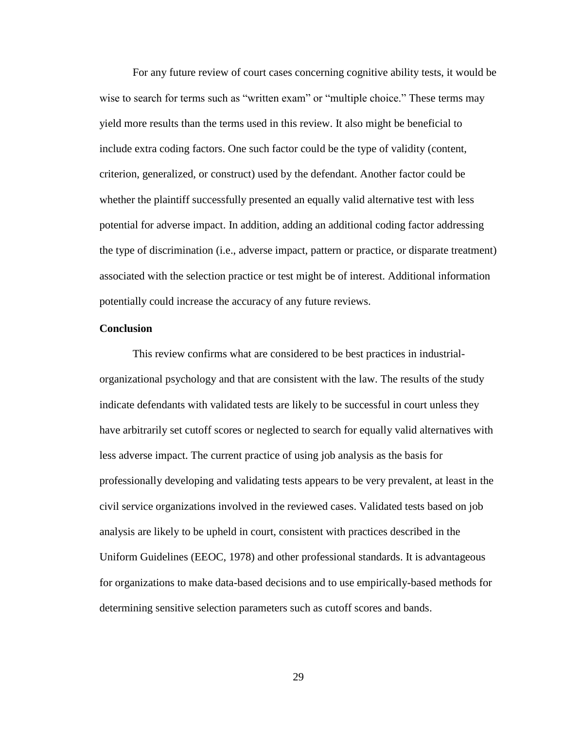For any future review of court cases concerning cognitive ability tests, it would be wise to search for terms such as "written exam" or "multiple choice." These terms may yield more results than the terms used in this review. It also might be beneficial to include extra coding factors. One such factor could be the type of validity (content, criterion, generalized, or construct) used by the defendant. Another factor could be whether the plaintiff successfully presented an equally valid alternative test with less potential for adverse impact. In addition, adding an additional coding factor addressing the type of discrimination (i.e., adverse impact, pattern or practice, or disparate treatment) associated with the selection practice or test might be of interest. Additional information potentially could increase the accuracy of any future reviews.

**Conclusion**

This review confirms what are considered to be best practices in industrial-organizational psychology and that are consistent with the law. The results of the study indicate defendants with validated tests are likely to be successful in court unless they have arbitrarily set cutoff scores or neglected to search for equally valid alternatives with less adverse impact. The current practice of using job analysis as the basis for professionally developing and validating tests appears to be very prevalent, at least in the civil service organizations involved in the reviewed cases. Validated tests based on job analysis are likely to be upheld in court, consistent with practices described in the Uniform Guidelines (EEOC, 1978) and other professional standards. It is advantageous for organizations to make data-based decisions and to use empirically-based methods for determining sensitive selection parameters such as cutoff scores and bands.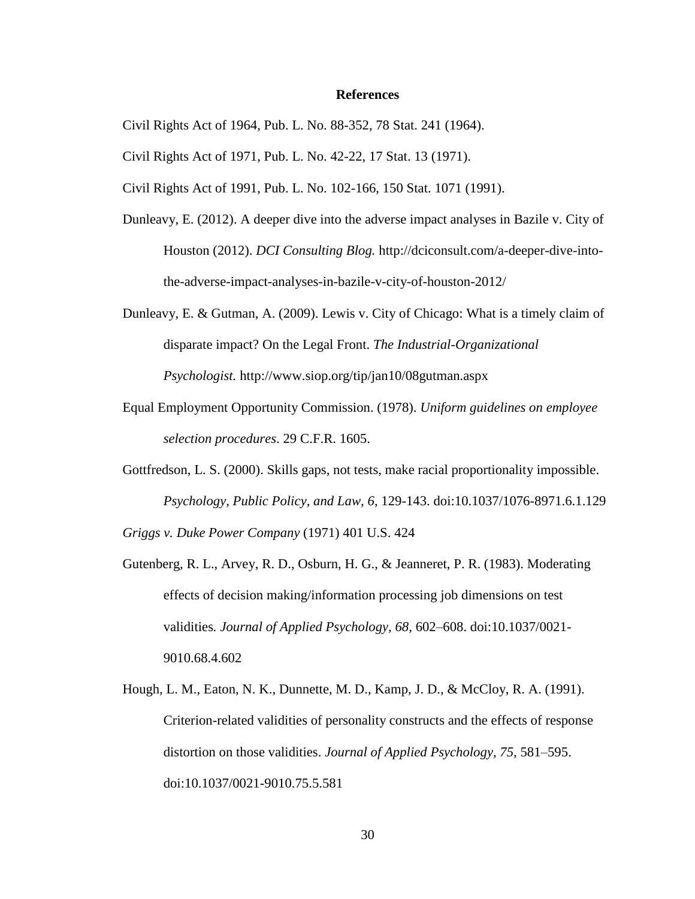# References

Civil Rights Act of 1964, Pub. L. No. 88-352, 78 Stat. 241 (1964).

Civil Rights Act of 1971, Pub. L. No. 42-22, 17 Stat. 13 (1971).

Civil Rights Act of 1991, Pub. L. No. 102-166, 150 Stat. 1071 (1991).

Dunleavy, E. (2012). A deeper dive into the adverse impact analyses in Bazile v. City of Houston (2012). *DCI Consulting Blog.* http://dciconsult.com/a-deeper-dive-into-the-adverse-impact-analyses-in-bazile-v-city-of-houston-2012/

Dunleavy, E. & Gutman, A. (2009). Lewis v. City of Chicago: What is a timely claim of disparate impact? On the Legal Front. *The Industrial-Organizational Psychologist.* http://www.siop.org/tip/jan10/08gutman.aspx

Equal Employment Opportunity Commission. (1978). *Uniform guidelines on employee selection procedures*. 29 C.F.R. 1605.

Gottfredson, L. S. (2000). Skills gaps, not tests, make racial proportionality impossible. *Psychology, Public Policy, and Law, 6*, 129-143. doi:10.1037/1076-8971.6.1.129

*Griggs v. Duke Power Company* (1971) 401 U.S. 424

Gutenberg, R. L., Arvey, R. D., Osburn, H. G., & Jeanneret, P. R. (1983). Moderating effects of decision making/information processing job dimensions on test validities*. Journal of Applied Psychology, 68*, 602–608. doi:10.1037/0021-9010.68.4.602

Hough, L. M., Eaton, N. K., Dunnette, M. D., Kamp, J. D., & McCloy, R. A. (1991). Criterion-related validities of personality constructs and the effects of response distortion on those validities. *Journal of Applied Psychology, 75*, 581–595. doi:10.1037/0021-9010.75.5.581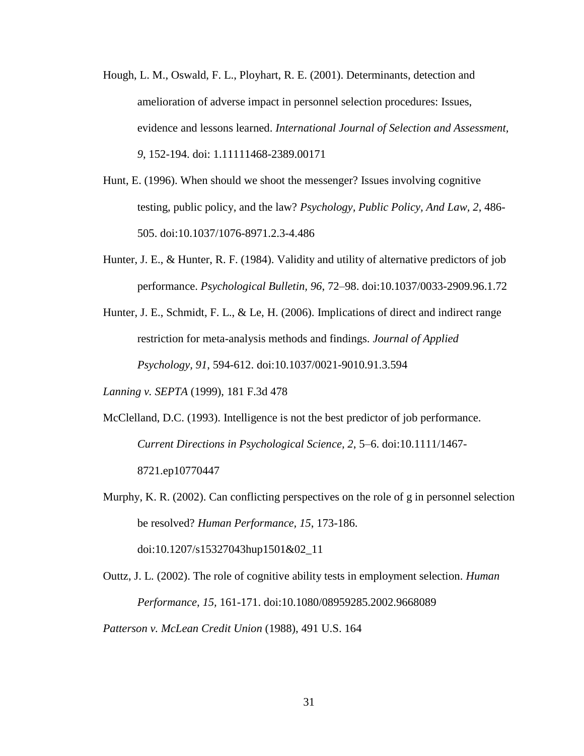Hough, L. M., Oswald, F. L., Ployhart, R. E. (2001). Determinants, detection and amelioration of adverse impact in personnel selection procedures: Issues, evidence and lessons learned. *International Journal of Selection and Assessment, 9*, 152-194. doi: 1.11111468-2389.00171

Hunt, E. (1996). When should we shoot the messenger? Issues involving cognitive testing, public policy, and the law? *Psychology, Public Policy, And Law, 2*, 486-505. doi:10.1037/1076-8971.2.3-4.486

Hunter, J. E., & Hunter, R. F. (1984). Validity and utility of alternative predictors of job performance. *Psychological Bulletin, 96*, 72–98. doi:10.1037/0033-2909.96.1.72

Hunter, J. E., Schmidt, F. L., & Le, H. (2006). Implications of direct and indirect range restriction for meta-analysis methods and findings. *Journal of Applied Psychology, 91*, 594-612. doi:10.1037/0021-9010.91.3.594

*Lanning v. SEPTA* (1999), 181 F.3d 478

McClelland, D.C. (1993). Intelligence is not the best predictor of job performance. *Current Directions in Psychological Science, 2*, 5–6. doi:10.1111/1467-8721.ep10770447

Murphy, K. R. (2002). Can conflicting perspectives on the role of g in personnel selection be resolved? *Human Performance, 15*, 173-186. doi:10.1207/s15327043hup1501&02_11

Outtz, J. L. (2002). The role of cognitive ability tests in employment selection. *Human Performance, 15,* 161-171. doi:10.1080/08959285.2002.9668089

*Patterson v. McLean Credit Union* (1988), 491 U.S. 164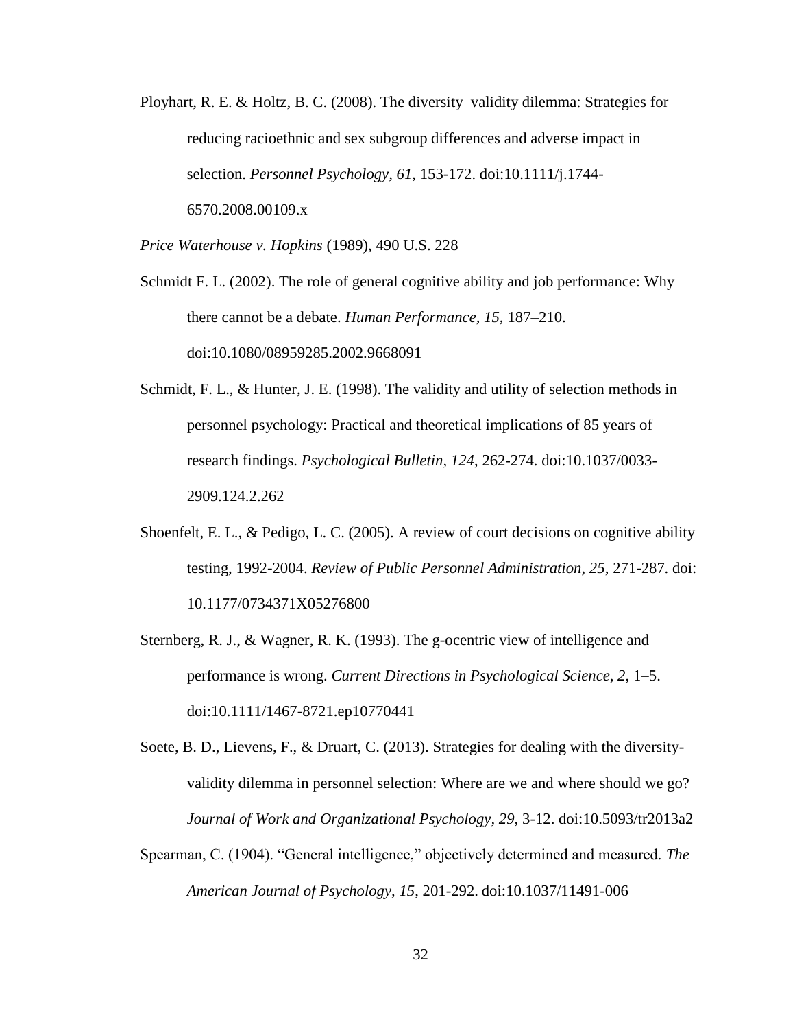Ployhart, R. E. & Holtz, B. C. (2008). The diversity–validity dilemma: Strategies for reducing racioethnic and sex subgroup differences and adverse impact in selection. *Personnel Psychology, 61*, 153-172. doi:10.1111/j.1744-6570.2008.00109.x

*Price Waterhouse v. Hopkins* (1989), 490 U.S. 228

Schmidt F. L. (2002). The role of general cognitive ability and job performance: Why there cannot be a debate. *Human Performance, 15*, 187–210. doi:10.1080/08959285.2002.9668091

Schmidt, F. L., & Hunter, J. E. (1998). The validity and utility of selection methods in personnel psychology: Practical and theoretical implications of 85 years of research findings. *Psychological Bulletin, 124*, 262-274. doi:10.1037/0033-2909.124.2.262

Shoenfelt, E. L., & Pedigo, L. C. (2005). A review of court decisions on cognitive ability testing, 1992-2004. *Review of Public Personnel Administration, 25*, 271-287. doi: 10.1177/0734371X05276800

Sternberg, R. J., & Wagner, R. K. (1993). The g-ocentric view of intelligence and performance is wrong. *Current Directions in Psychological Science, 2*, 1–5. doi:10.1111/1467-8721.ep10770441

Soete, B. D., Lievens, F., & Druart, C. (2013). Strategies for dealing with the diversity-validity dilemma in personnel selection: Where are we and where should we go? *Journal of Work and Organizational Psychology, 29*, 3-12. doi:10.5093/tr2013a2

Spearman, C. (1904). "General intelligence," objectively determined and measured. *The American Journal of Psychology, 15*, 201-292. doi:10.1037/11491-006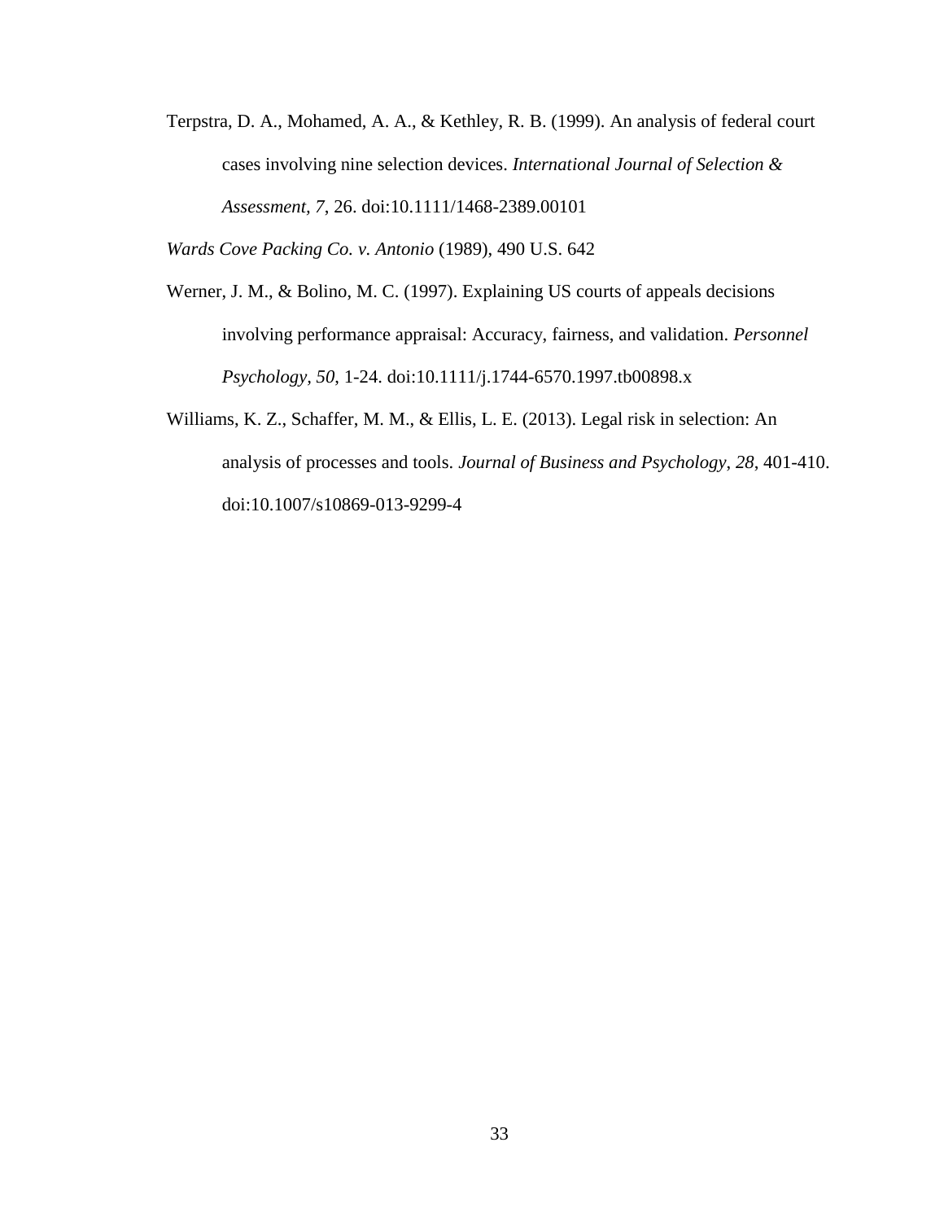Terpstra, D. A., Mohamed, A. A., & Kethley, R. B. (1999). An analysis of federal court cases involving nine selection devices. *International Journal of Selection & Assessment, 7*, 26. doi:10.1111/1468-2389.00101

*Wards Cove Packing Co. v. Antonio* (1989), 490 U.S. 642

Werner, J. M., & Bolino, M. C. (1997). Explaining US courts of appeals decisions involving performance appraisal: Accuracy, fairness, and validation. *Personnel Psychology*, *50*, 1-24. doi:10.1111/j.1744-6570.1997.tb00898.x

Williams, K. Z., Schaffer, M. M., & Ellis, L. E. (2013). Legal risk in selection: An analysis of processes and tools. *Journal of Business and Psychology*, *28*, 401-410. doi:10.1007/s10869-013-9299-4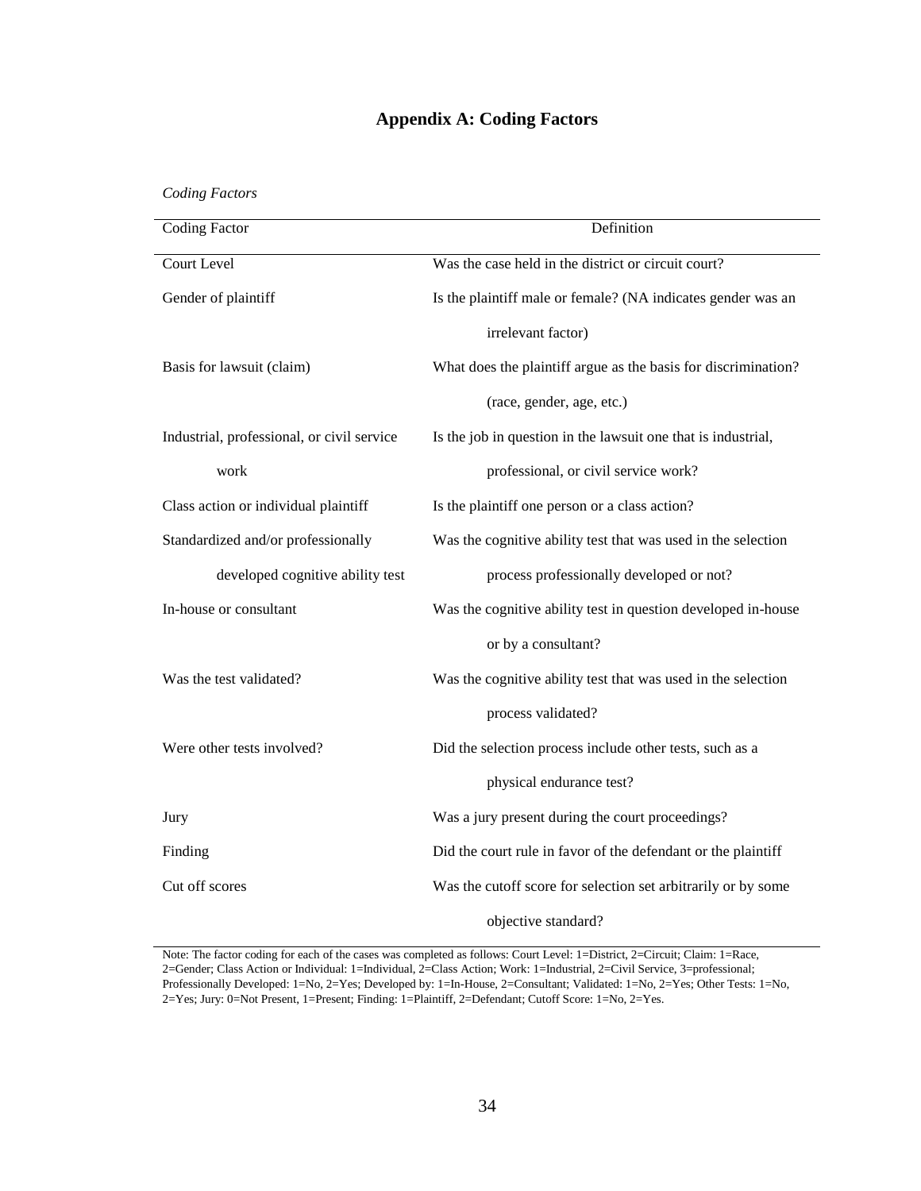# Appendix A: Coding Factors

*Coding Factors*

| Coding Factor | Definition |
|---|---|
| Court Level | Was the case held in the district or circuit court? |
| Gender of plaintiff | Is the plaintiff male or female? (NA indicates gender was an irrelevant factor) |
| Basis for lawsuit (claim) | What does the plaintiff argue as the basis for discrimination? (race, gender, age, etc.) |
| Industrial, professional, or civil service work | Is the job in question in the lawsuit one that is industrial, professional, or civil service work? |
| Class action or individual plaintiff | Is the plaintiff one person or a class action? |
| Standardized and/or professionally developed cognitive ability test | Was the cognitive ability test that was used in the selection process professionally developed or not? |
| In-house or consultant | Was the cognitive ability test in question developed in-house or by a consultant? |
| Was the test validated? | Was the cognitive ability test that was used in the selection process validated? |
| Were other tests involved? | Did the selection process include other tests, such as a physical endurance test? |
| Jury | Was a jury present during the court proceedings? |
| Finding | Did the court rule in favor of the defendant or the plaintiff |
| Cut off scores | Was the cutoff score for selection set arbitrarily or by some objective standard? |

Note: The factor coding for each of the cases was completed as follows: Court Level: 1=District, 2=Circuit; Claim: 1=Race, 2=Gender; Class Action or Individual: 1=Individual, 2=Class Action; Work: 1=Industrial, 2=Civil Service, 3=professional; Professionally Developed: 1=No, 2=Yes; Developed by: 1=In-House, 2=Consultant; Validated: 1=No, 2=Yes; Other Tests: 1=No, 2=Yes; Jury: 0=Not Present, 1=Present; Finding: 1=Plaintiff, 2=Defendant; Cutoff Score: 1=No, 2=Yes.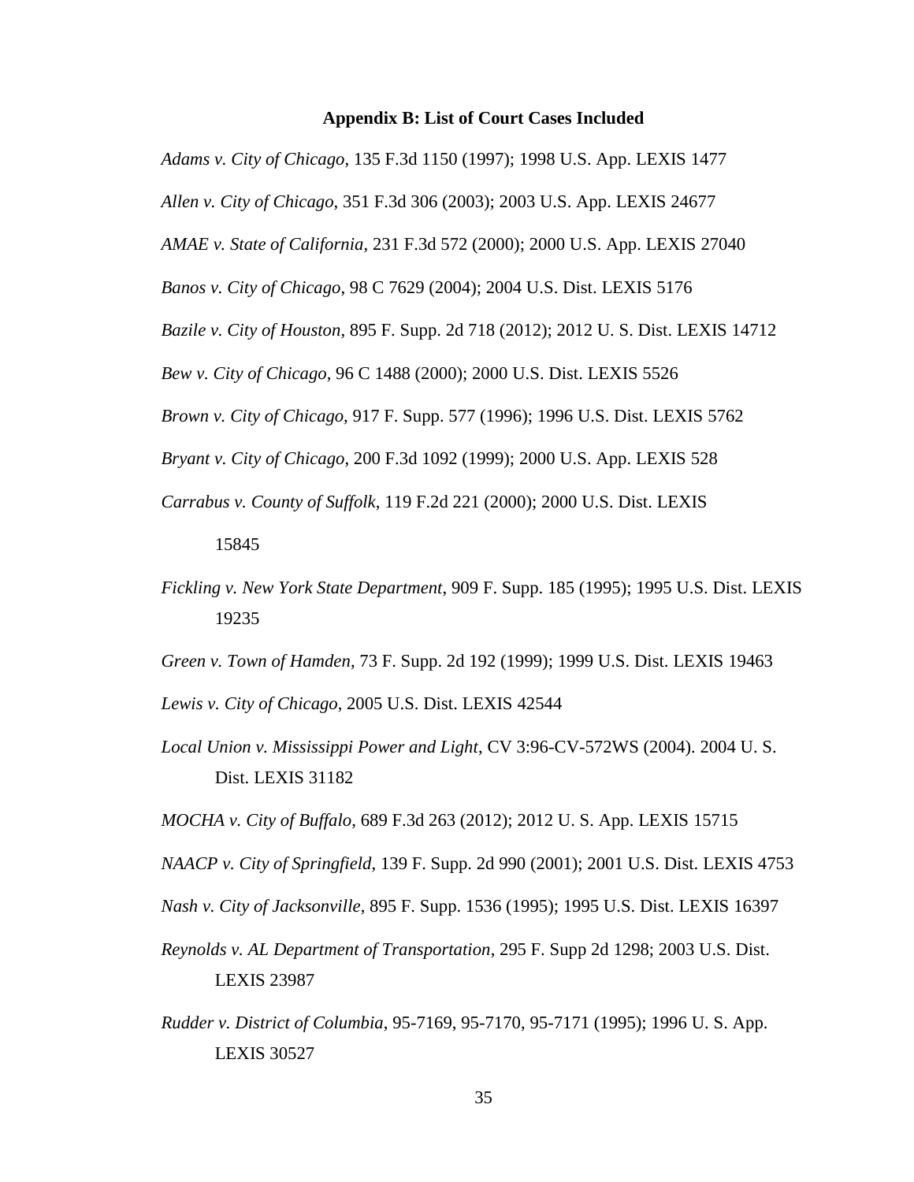**Appendix B: List of Court Cases Included**

*Adams v. City of Chicago*, 135 F.3d 1150 (1997); 1998 U.S. App. LEXIS 1477

*Allen v. City of Chicago*, 351 F.3d 306 (2003); 2003 U.S. App. LEXIS 24677

*AMAE v. State of California*, 231 F.3d 572 (2000); 2000 U.S. App. LEXIS 27040

*Banos v. City of Chicago*, 98 C 7629 (2004); 2004 U.S. Dist. LEXIS 5176

*Bazile v. City of Houston*, 895 F. Supp. 2d 718 (2012); 2012 U. S. Dist. LEXIS 14712

*Bew v. City of Chicago*, 96 C 1488 (2000); 2000 U.S. Dist. LEXIS 5526

*Brown v. City of Chicago*, 917 F. Supp. 577 (1996); 1996 U.S. Dist. LEXIS 5762

*Bryant v. City of Chicago*, 200 F.3d 1092 (1999); 2000 U.S. App. LEXIS 528

*Carrabus v. County of Suffolk*, 119 F.2d 221 (2000); 2000 U.S. Dist. LEXIS 15845

*Fickling v. New York State Department*, 909 F. Supp. 185 (1995); 1995 U.S. Dist. LEXIS 19235

*Green v. Town of Hamden*, 73 F. Supp. 2d 192 (1999); 1999 U.S. Dist. LEXIS 19463

*Lewis v. City of Chicago*, 2005 U.S. Dist. LEXIS 42544

*Local Union v. Mississippi Power and Light*, CV 3:96-CV-572WS (2004). 2004 U. S. Dist. LEXIS 31182

*MOCHA v. City of Buffalo*, 689 F.3d 263 (2012); 2012 U. S. App. LEXIS 15715

*NAACP v. City of Springfield*, 139 F. Supp. 2d 990 (2001); 2001 U.S. Dist. LEXIS 4753

*Nash v. City of Jacksonville*, 895 F. Supp. 1536 (1995); 1995 U.S. Dist. LEXIS 16397

*Reynolds v. AL Department of Transportation*, 295 F. Supp 2d 1298; 2003 U.S. Dist. LEXIS 23987

*Rudder v. District of Columbia*, 95-7169, 95-7170, 95-7171 (1995); 1996 U. S. App. LEXIS 30527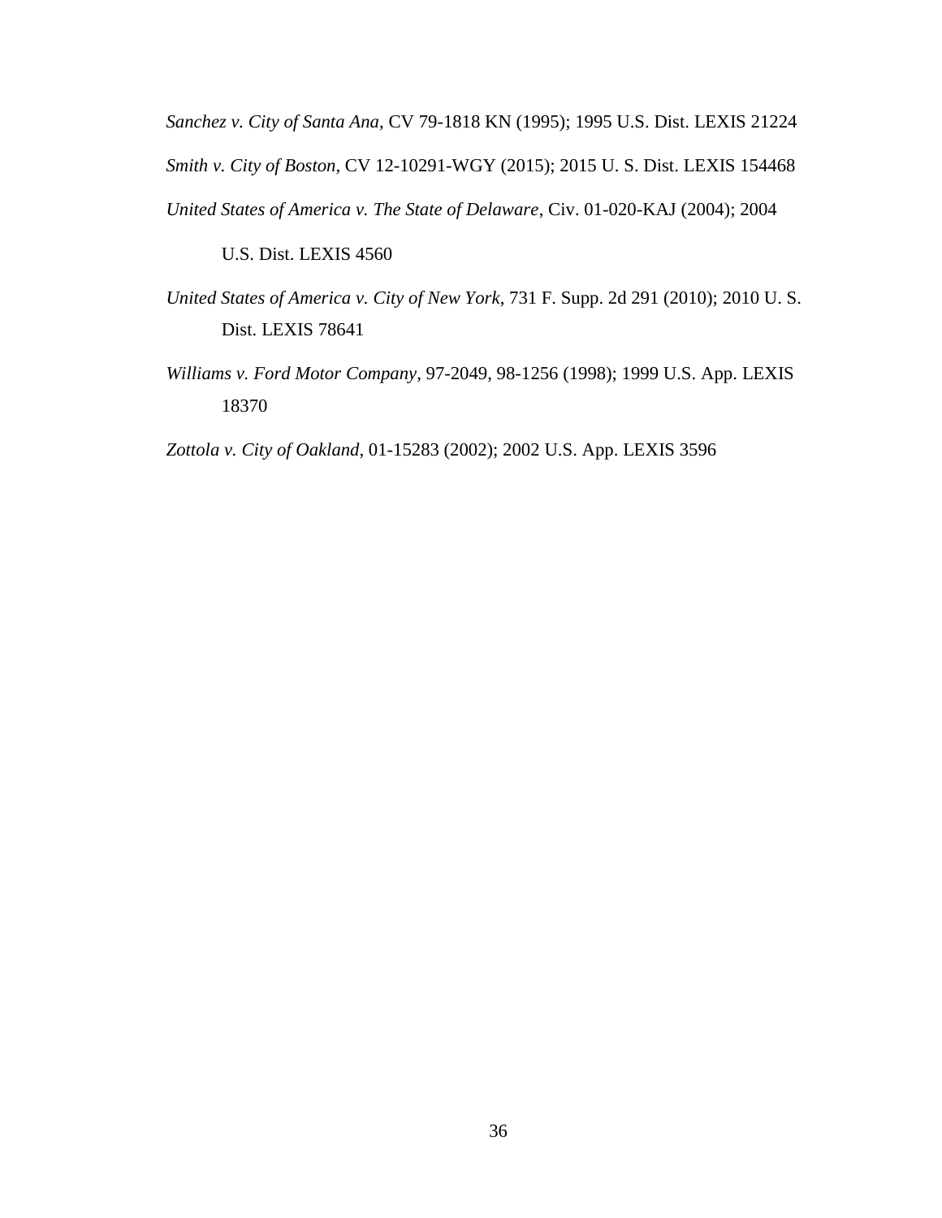*Sanchez v. City of Santa Ana*, CV 79-1818 KN (1995); 1995 U.S. Dist. LEXIS 21224

*Smith v. City of Boston*, CV 12-10291-WGY (2015); 2015 U. S. Dist. LEXIS 154468

*United States of America v. The State of Delaware*, Civ. 01-020-KAJ (2004); 2004 U.S. Dist. LEXIS 4560

*United States of America v. City of New York*, 731 F. Supp. 2d 291 (2010); 2010 U. S. Dist. LEXIS 78641

*Williams v. Ford Motor Company*, 97-2049, 98-1256 (1998); 1999 U.S. App. LEXIS 18370

*Zottola v. City of Oakland*, 01-15283 (2002); 2002 U.S. App. LEXIS 3596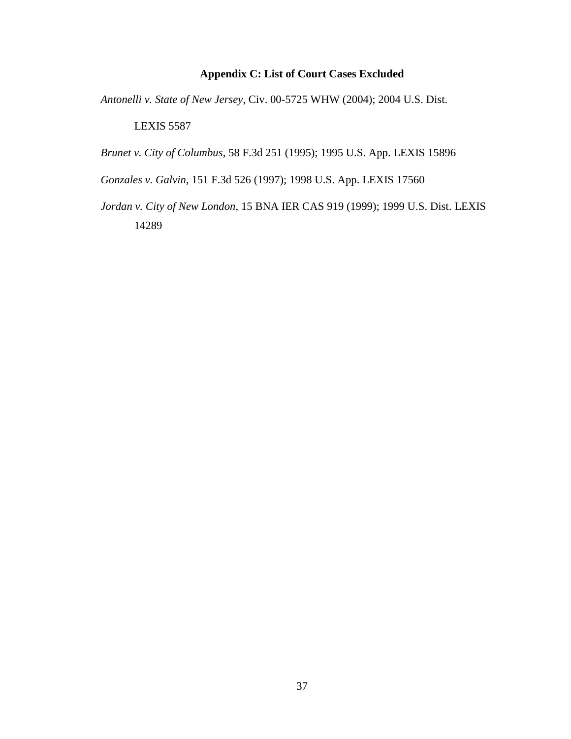## Appendix C: List of Court Cases Excluded

*Antonelli v. State of New Jersey*, Civ. 00-5725 WHW (2004); 2004 U.S. Dist. LEXIS 5587

*Brunet v. City of Columbus*, 58 F.3d 251 (1995); 1995 U.S. App. LEXIS 15896

*Gonzales v. Galvin*, 151 F.3d 526 (1997); 1998 U.S. App. LEXIS 17560

*Jordan v. City of New London*, 15 BNA IER CAS 919 (1999); 1999 U.S. Dist. LEXIS 14289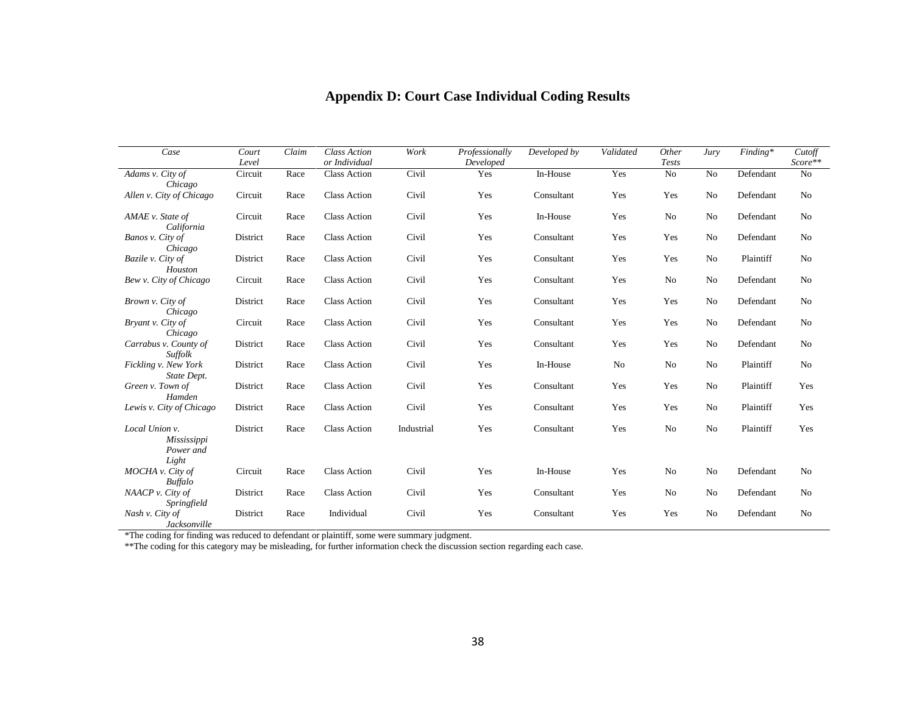# Appendix D: Court Case Individual Coding Results

| *Case* | *Court Level* | *Claim* | *Class Action or Individual* | *Work* | *Professionally Developed* | *Developed by* | *Validated* | *Other Tests* | *Jury* | *Finding\** | *Cutoff Score\*\** |
|---|---|---|---|---|---|---|---|---|---|---|---|
| *Adams v. City of Chicago* | Circuit | Race | Class Action | Civil | Yes | In-House | Yes | No | No | Defendant | No |
| *Allen v. City of Chicago* | Circuit | Race | Class Action | Civil | Yes | Consultant | Yes | Yes | No | Defendant | No |
| *AMAE v. State of California* | Circuit | Race | Class Action | Civil | Yes | In-House | Yes | No | No | Defendant | No |
| *Banos v. City of Chicago* | District | Race | Class Action | Civil | Yes | Consultant | Yes | Yes | No | Defendant | No |
| *Bazile v. City of Houston* | District | Race | Class Action | Civil | Yes | Consultant | Yes | Yes | No | Plaintiff | No |
| *Bew v. City of Chicago* | Circuit | Race | Class Action | Civil | Yes | Consultant | Yes | No | No | Defendant | No |
| *Brown v. City of Chicago* | District | Race | Class Action | Civil | Yes | Consultant | Yes | Yes | No | Defendant | No |
| *Bryant v. City of Chicago* | Circuit | Race | Class Action | Civil | Yes | Consultant | Yes | Yes | No | Defendant | No |
| *Carrabus v. County of Suffolk* | District | Race | Class Action | Civil | Yes | Consultant | Yes | Yes | No | Defendant | No |
| *Fickling v. New York State Dept.* | District | Race | Class Action | Civil | Yes | In-House | No | No | No | Plaintiff | No |
| *Green v. Town of Hamden* | District | Race | Class Action | Civil | Yes | Consultant | Yes | Yes | No | Plaintiff | Yes |
| *Lewis v. City of Chicago* | District | Race | Class Action | Civil | Yes | Consultant | Yes | Yes | No | Plaintiff | Yes |
| *Local Union v. Mississippi Power and Light* | District | Race | Class Action | Industrial | Yes | Consultant | Yes | No | No | Plaintiff | Yes |
| *MOCHA v. City of Buffalo* | Circuit | Race | Class Action | Civil | Yes | In-House | Yes | No | No | Defendant | No |
| *NAACP v. City of Springfield* | District | Race | Class Action | Civil | Yes | Consultant | Yes | No | No | Defendant | No |
| *Nash v. City of Jacksonville* | District | Race | Individual | Civil | Yes | Consultant | Yes | Yes | No | Defendant | No |

*The coding for finding was reduced to defendant or plaintiff, some were summary judgment.

**The coding for this category may be misleading, for further information check the discussion section regarding each case.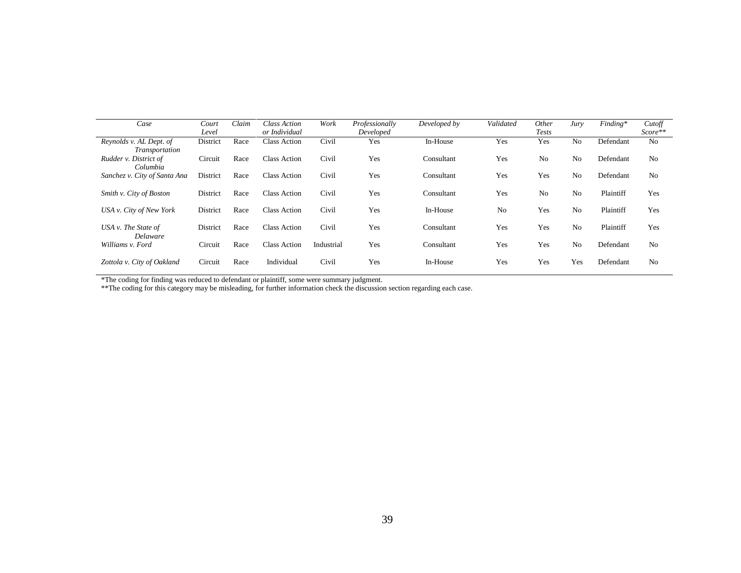| Case | Court Level | Claim | Class Action or Individual | Work | Professionally Developed | Developed by | Validated | Other Tests | Jury | Finding* | Cutoff Score** |
|---|---|---|---|---|---|---|---|---|---|---|---|
| *Reynolds v. AL Dept. of Transportation* | District | Race | Class Action | Civil | Yes | In-House | Yes | Yes | No | Defendant | No |
| *Rudder v. District of Columbia* | Circuit | Race | Class Action | Civil | Yes | Consultant | Yes | No | No | Defendant | No |
| *Sanchez v. City of Santa Ana* | District | Race | Class Action | Civil | Yes | Consultant | Yes | Yes | No | Defendant | No |
| *Smith v. City of Boston* | District | Race | Class Action | Civil | Yes | Consultant | Yes | No | No | Plaintiff | Yes |
| *USA v. City of New York* | District | Race | Class Action | Civil | Yes | In-House | No | Yes | No | Plaintiff | Yes |
| *USA v. The State of Delaware* | District | Race | Class Action | Civil | Yes | Consultant | Yes | Yes | No | Plaintiff | Yes |
| *Williams v. Ford* | Circuit | Race | Class Action | Industrial | Yes | Consultant | Yes | Yes | No | Defendant | No |
| *Zottola v. City of Oakland* | Circuit | Race | Individual | Civil | Yes | In-House | Yes | Yes | Yes | Defendant | No |

*The coding for finding was reduced to defendant or plaintiff, some were summary judgment.

**The coding for this category may be misleading, for further information check the discussion section regarding each case.